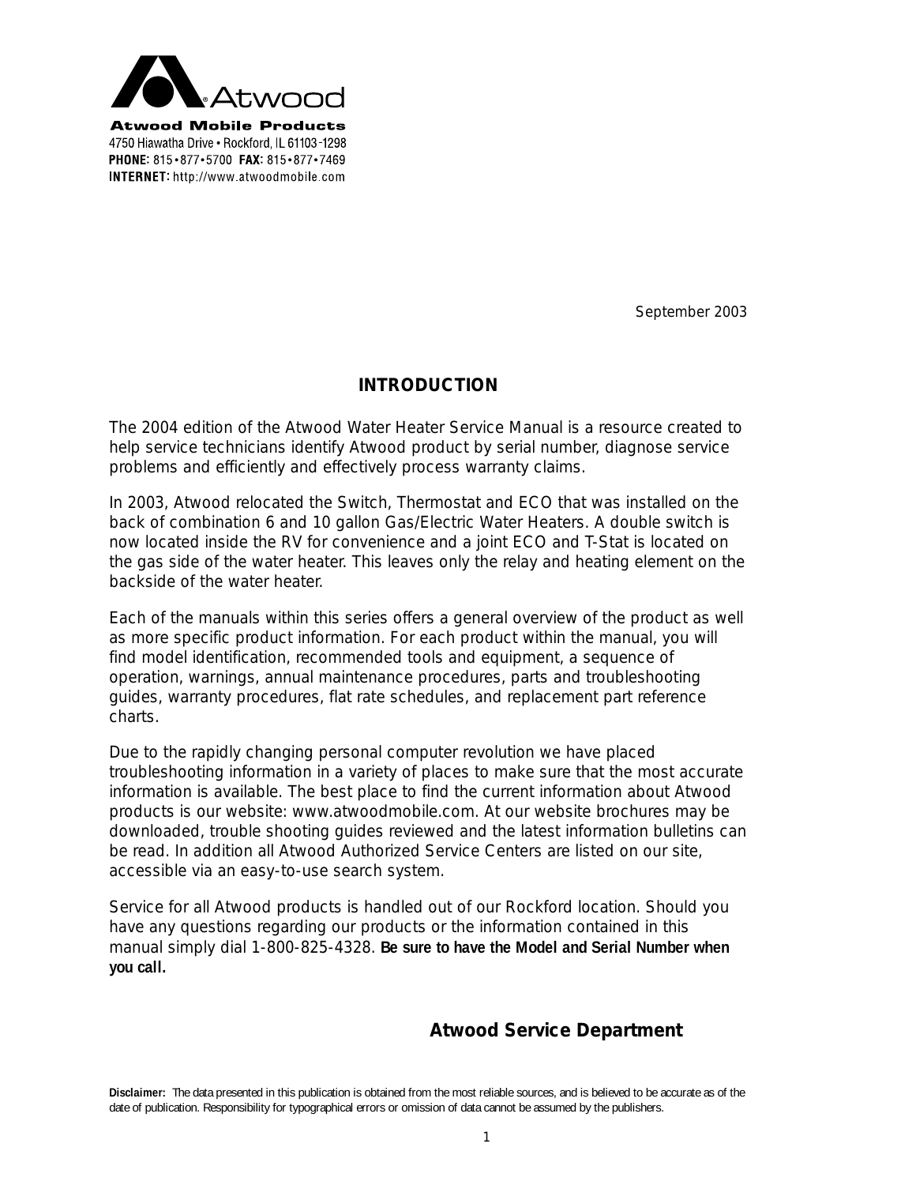®Atwood

**Atwood Mobile Products**
4750 Hiawatha Drive • Rockford, IL 61103-1298
**PHONE:** 815•877•5700 **FAX:** 815•877•7469
**INTERNET:** http://www.atwoodmobile.com

September 2003

## INTRODUCTION

The 2004 edition of the Atwood Water Heater Service Manual is a resource created to help service technicians identify Atwood product by serial number, diagnose service problems and efficiently and effectively process warranty claims.

In 2003, Atwood relocated the Switch, Thermostat and ECO that was installed on the back of combination 6 and 10 gallon Gas/Electric Water Heaters. A double switch is now located inside the RV for convenience and a joint ECO and T-Stat is located on the gas side of the water heater. This leaves only the relay and heating element on the backside of the water heater.

Each of the manuals within this series offers a general overview of the product as well as more specific product information. For each product within the manual, you will find model identification, recommended tools and equipment, a sequence of operation, warnings, annual maintenance procedures, parts and troubleshooting guides, warranty procedures, flat rate schedules, and replacement part reference charts.

Due to the rapidly changing personal computer revolution we have placed troubleshooting information in a variety of places to make sure that the most accurate information is available. The best place to find the current information about Atwood products is our website: www.atwoodmobile.com. At our website brochures may be downloaded, trouble shooting guides reviewed and the latest information bulletins can be read. In addition all Atwood Authorized Service Centers are listed on our site, accessible via an easy-to-use search system.

Service for all Atwood products is handled out of our Rockford location. Should you have any questions regarding our products or the information contained in this manual simply dial 1-800-825-4328. **Be sure to have the Model and Serial Number when you call.**

**Atwood Service Department**

**Disclaimer:** The data presented in this publication is obtained from the most reliable sources, and is believed to be accurate as of the date of publication. Responsibility for typographical errors or omission of data cannot be assumed by the publishers.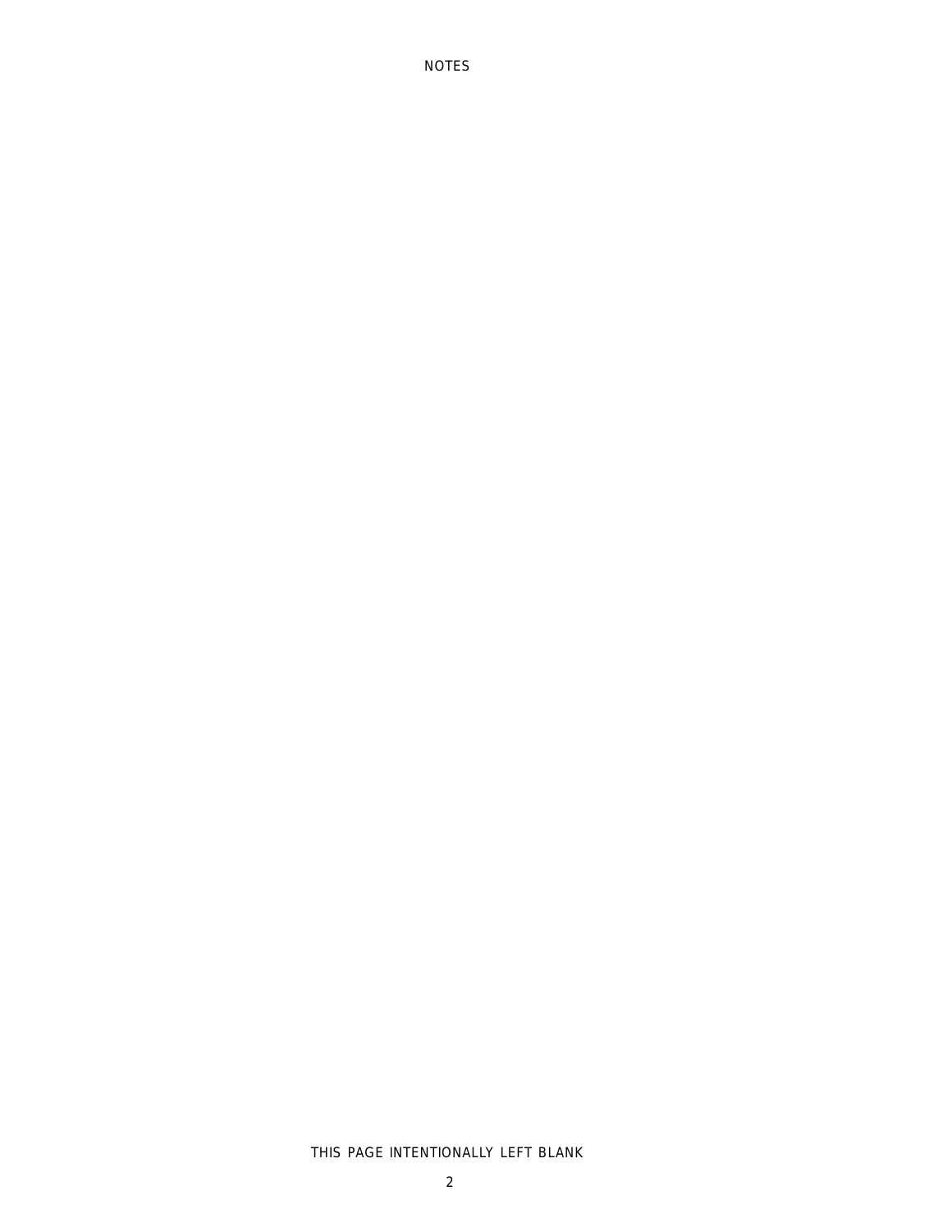NOTES

THIS PAGE INTENTIONALLY LEFT BLANK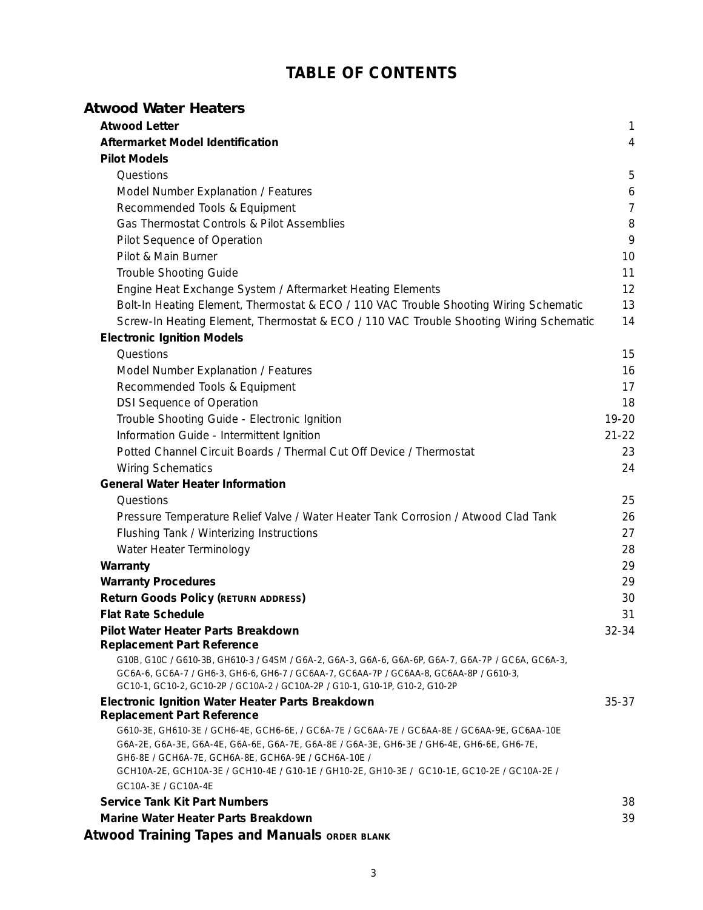# TABLE OF CONTENTS

## Atwood Water Heaters

| | |
|---|---|
| **Atwood Letter** | 1 |
| **Aftermarket Model Identification** | 4 |
| **Pilot Models** | |
| Questions | 5 |
| Model Number Explanation / Features | 6 |
| Recommended Tools & Equipment | 7 |
| Gas Thermostat Controls & Pilot Assemblies | 8 |
| Pilot Sequence of Operation | 9 |
| Pilot & Main Burner | 10 |
| Trouble Shooting Guide | 11 |
| Engine Heat Exchange System / Aftermarket Heating Elements | 12 |
| Bolt-In Heating Element, Thermostat & ECO / 110 VAC Trouble Shooting Wiring Schematic | 13 |
| Screw-In Heating Element, Thermostat & ECO / 110 VAC Trouble Shooting Wiring Schematic | 14 |
| **Electronic Ignition Models** | |
| Questions | 15 |
| Model Number Explanation / Features | 16 |
| Recommended Tools & Equipment | 17 |
| DSI Sequence of Operation | 18 |
| Trouble Shooting Guide - Electronic Ignition | 19-20 |
| Information Guide - Intermittent Ignition | 21-22 |
| Potted Channel Circuit Boards / Thermal Cut Off Device / Thermostat | 23 |
| Wiring Schematics | 24 |
| **General Water Heater Information** | |
| Questions | 25 |
| Pressure Temperature Relief Valve / Water Heater Tank Corrosion / Atwood Clad Tank | 26 |
| Flushing Tank / Winterizing Instructions | 27 |
| Water Heater Terminology | 28 |
| **Warranty** | 29 |
| **Warranty Procedures** | 29 |
| **Return Goods Policy (RETURN ADDRESS)** | 30 |
| **Flat Rate Schedule** | 31 |
| **Pilot Water Heater Parts Breakdown** | 32-34 |
| **Replacement Part Reference** | |
| G10B, G10C / G610-3B, GH610-3 / G4SM / G6A-2, G6A-3, G6A-6, G6A-6P, G6A-7, G6A-7P / GC6A, GC6A-3, GC6A-6, GC6A-7 / GH6-3, GH6-6, GH6-7 / GC6AA-7, GC6AA-7P / GC6AA-8, GC6AA-8P / G610-3, GC10-1, GC10-2, GC10-2P / GC10A-2 / GC10A-2P / G10-1, G10-1P, G10-2, G10-2P | |
| **Electronic Ignition Water Heater Parts Breakdown** | 35-37 |
| **Replacement Part Reference** | |
| G610-3E, GH610-3E / GCH6-4E, GCH6-6E, / GC6A-7E / GC6AA-7E / GC6AA-8E / GC6AA-9E, GC6AA-10E G6A-2E, G6A-3E, G6A-4E, G6A-6E, G6A-7E, G6A-8E / G6A-3E, GH6-3E / GH6-4E, GH6-6E, GH6-7E, GH6-8E / GCH6A-7E, GCH6A-8E, GCH6A-9E / GCH6A-10E / GCH10A-2E, GCH10A-3E / GCH10-4E / G10-1E / GH10-2E, GH10-3E / GC10-1E, GC10-2E / GC10A-2E / GC10A-3E / GC10A-4E | |
| **Service Tank Kit Part Numbers** | 38 |
| **Marine Water Heater Parts Breakdown** | 39 |

## Atwood Training Tapes and Manuals ORDER BLANK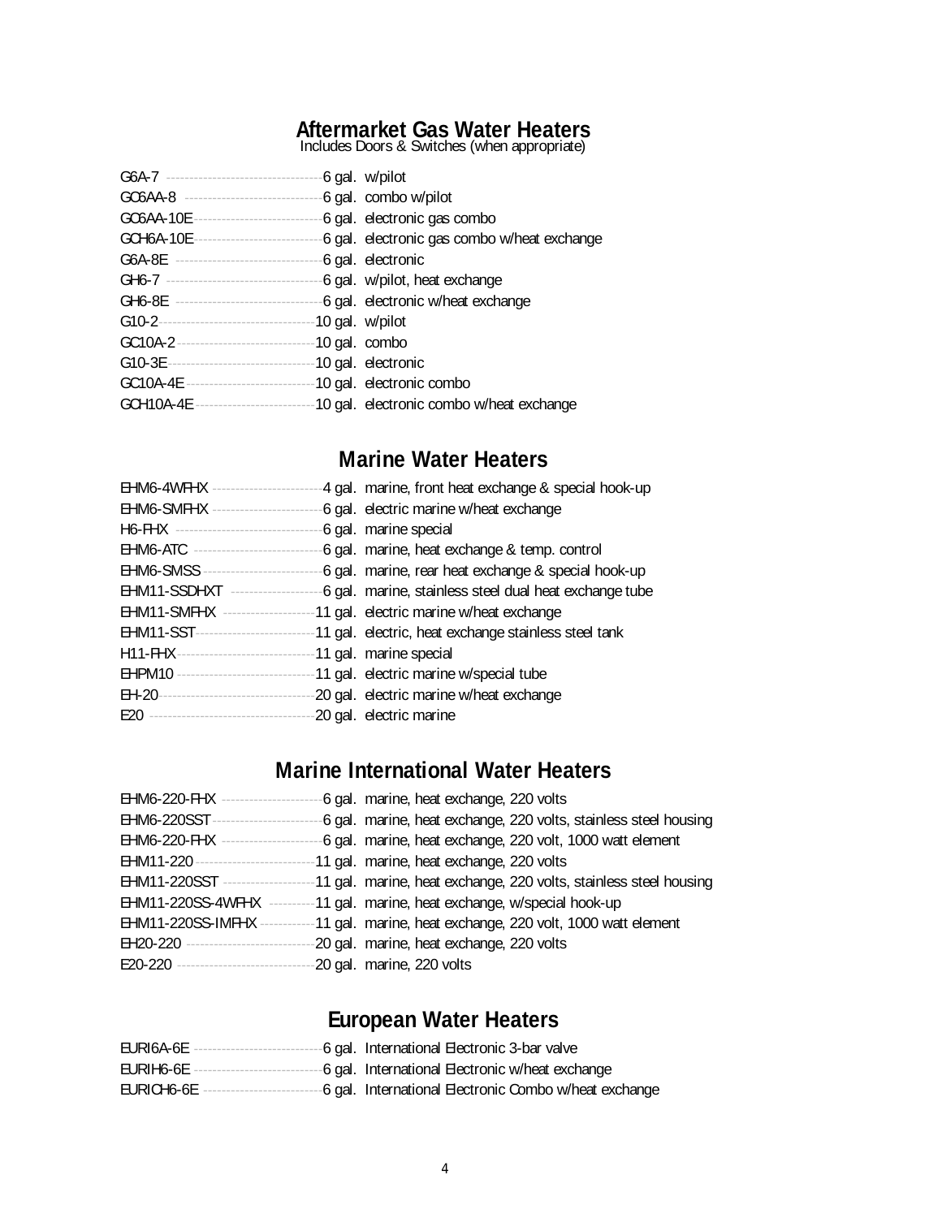## Aftermarket Gas Water Heaters

Includes Doors & Switches (when appropriate)

| | | |
|---|---|---|
| G6A-7 | 6 gal. | w/pilot |
| GC6AA-8 | 6 gal. | combo w/pilot |
| GC6AA-10E | 6 gal. | electronic gas combo |
| GCH6A-10E | 6 gal. | electronic gas combo w/heat exchange |
| G6A-8E | 6 gal. | electronic |
| GH6-7 | 6 gal. | w/pilot, heat exchange |
| GH6-8E | 6 gal. | electronic w/heat exchange |
| G10-2 | 10 gal. | w/pilot |
| GC10A-2 | 10 gal. | combo |
| G10-3E | 10 gal. | electronic |
| GC10A-4E | 10 gal. | electronic combo |
| GCH10A-4E | 10 gal. | electronic combo w/heat exchange |

## Marine Water Heaters

| | | |
|---|---|---|
| EHM6-4WFHX | 4 gal. | marine, front heat exchange & special hook-up |
| EHM6-SMFHX | 6 gal. | electric marine w/heat exchange |
| H6-FHX | 6 gal. | marine special |
| EHM6-ATC | 6 gal. | marine, heat exchange & temp. control |
| EHM6-SMSS | 6 gal. | marine, rear heat exchange & special hook-up |
| EHM11-SSDHXT | 6 gal. | marine, stainless steel dual heat exchange tube |
| EHM11-SMFHX | 11 gal. | electric marine w/heat exchange |
| EHM11-SST | 11 gal. | electric, heat exchange stainless steel tank |
| H11-FHX | 11 gal. | marine special |
| EHPM10 | 11 gal. | electric marine w/special tube |
| EH-20 | 20 gal. | electric marine w/heat exchange |
| E20 | 20 gal. | electric marine |

## Marine International Water Heaters

| | | |
|---|---|---|
| EHM6-220-FHX | 6 gal. | marine, heat exchange, 220 volts |
| EHM6-220SST | 6 gal. | marine, heat exchange, 220 volts, stainless steel housing |
| EHM6-220-FHX | 6 gal. | marine, heat exchange, 220 volt, 1000 watt element |
| EHM11-220 | 11 gal. | marine, heat exchange, 220 volts |
| EHM11-220SST | 11 gal. | marine, heat exchange, 220 volts, stainless steel housing |
| EHM11-220SS-4WFHX | 11 gal. | marine, heat exchange, w/special hook-up |
| EHM11-220SS-IMFHX | 11 gal. | marine, heat exchange, 220 volt, 1000 watt element |
| EH20-220 | 20 gal. | marine, heat exchange, 220 volts |
| E20-220 | 20 gal. | marine, 220 volts |

## European Water Heaters

| | | |
|---|---|---|
| EURI6A-6E | 6 gal. | International Electronic 3-bar valve |
| EURIH6-6E | 6 gal. | International Electronic w/heat exchange |
| EURICH6-6E | 6 gal. | International Electronic Combo w/heat exchange |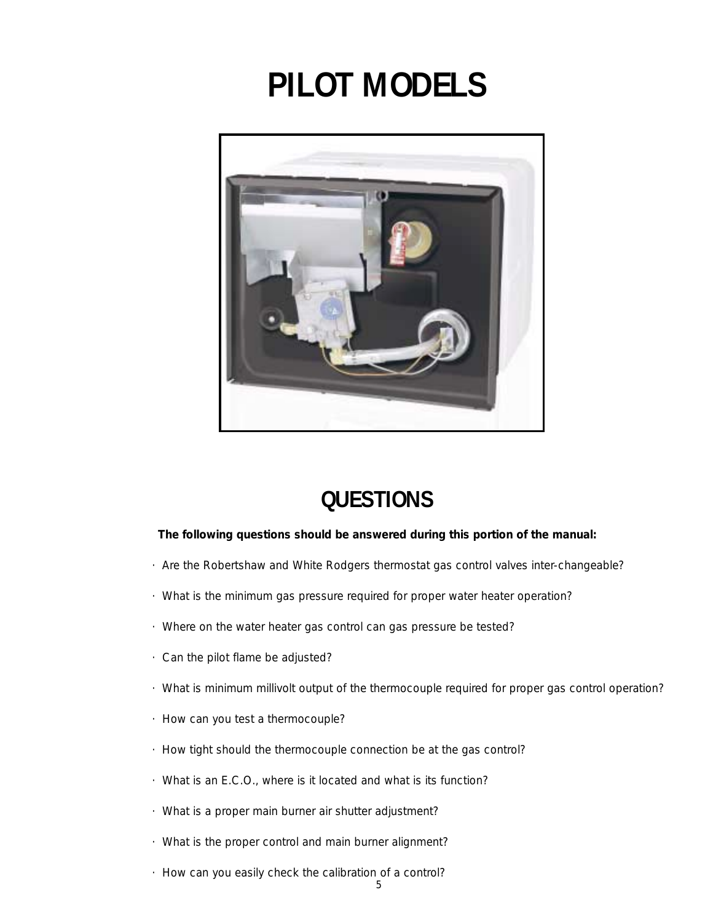# PILOT MODELS

## QUESTIONS

**The following questions should be answered during this portion of the manual:**

- Are the Robertshaw and White Rodgers thermostat gas control valves inter-changeable?
- What is the minimum gas pressure required for proper water heater operation?
- Where on the water heater gas control can gas pressure be tested?
- Can the pilot flame be adjusted?
- What is minimum millivolt output of the thermocouple required for proper gas control operation?
- How can you test a thermocouple?
- How tight should the thermocouple connection be at the gas control?
- What is an E.C.O., where is it located and what is its function?
- What is a proper main burner air shutter adjustment?
- What is the proper control and main burner alignment?
- How can you easily check the calibration of a control?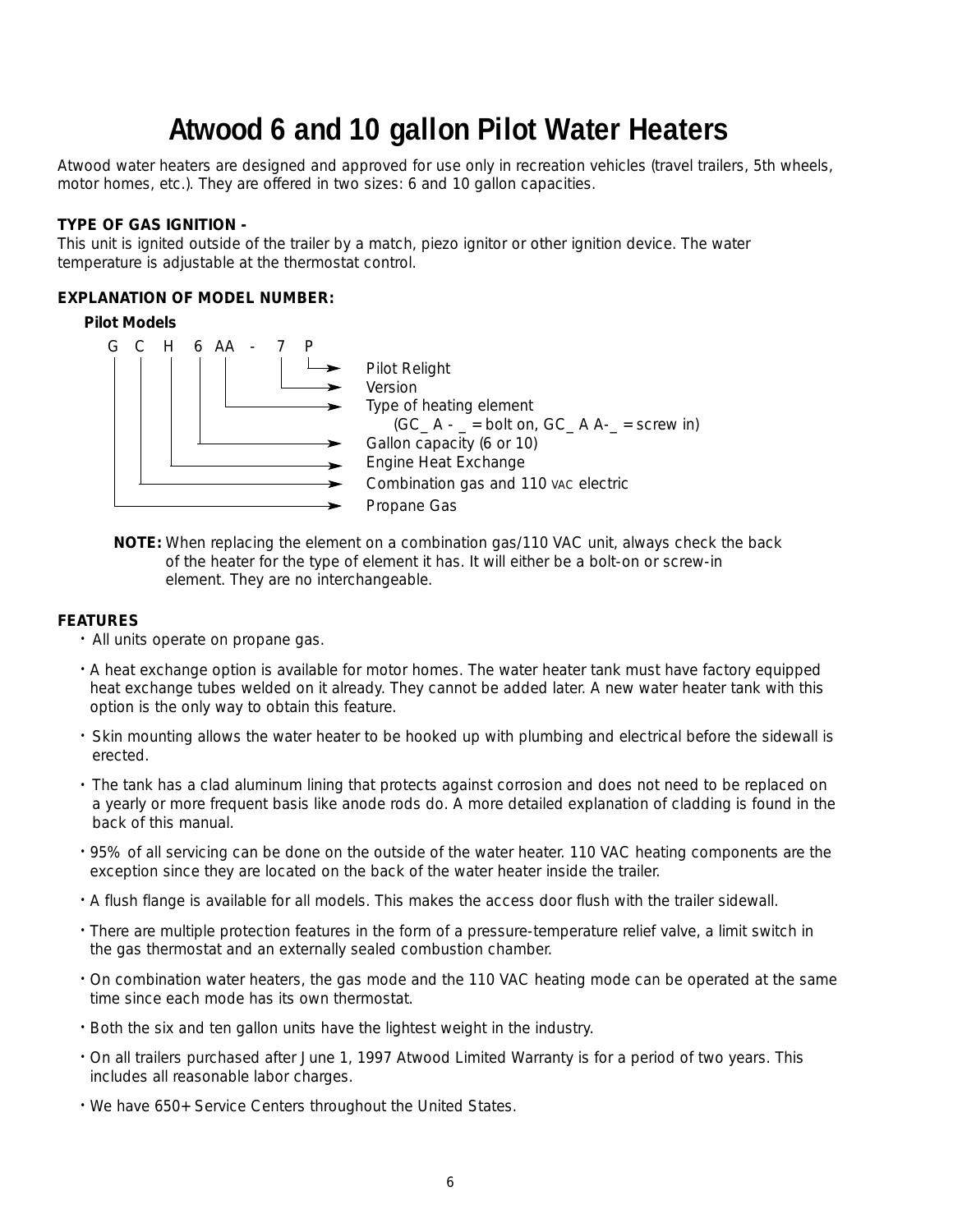# Atwood 6 and 10 gallon Pilot Water Heaters

Atwood water heaters are designed and approved for use only in recreation vehicles (travel trailers, 5th wheels, motor homes, etc.). They are offered in two sizes: 6 and 10 gallon capacities.

**TYPE OF GAS IGNITION -**
This unit is ignited outside of the trailer by a match, piezo ignitor or other ignition device. The water temperature is adjustable at the thermostat control.

**EXPLANATION OF MODEL NUMBER:**

**Pilot Models**

G C H 6 AA - 7 P

- P → Pilot Relight
- 7 → Version
- AA → Type of heating element (GC_ A - _ = bolt on, GC_ A A-_ = screw in)
- 6 → Gallon capacity (6 or 10)
- H → Engine Heat Exchange
- C → Combination gas and 110 VAC electric
- G → Propane Gas

**NOTE:** When replacing the element on a combination gas/110 VAC unit, always check the back of the heater for the type of element it has. It will either be a bolt-on or screw-in element. They are no interchangeable.

**FEATURES**

- All units operate on propane gas.
- A heat exchange option is available for motor homes. The water heater tank must have factory equipped heat exchange tubes welded on it already. They cannot be added later. A new water heater tank with this option is the only way to obtain this feature.
- Skin mounting allows the water heater to be hooked up with plumbing and electrical before the sidewall is erected.
- The tank has a clad aluminum lining that protects against corrosion and does not need to be replaced on a yearly or more frequent basis like anode rods do. A more detailed explanation of cladding is found in the back of this manual.
- 95% of all servicing can be done on the outside of the water heater. 110 VAC heating components are the exception since they are located on the back of the water heater inside the trailer.
- A flush flange is available for all models. This makes the access door flush with the trailer sidewall.
- There are multiple protection features in the form of a pressure-temperature relief valve, a limit switch in the gas thermostat and an externally sealed combustion chamber.
- On combination water heaters, the gas mode and the 110 VAC heating mode can be operated at the same time since each mode has its own thermostat.
- Both the six and ten gallon units have the lightest weight in the industry.
- On all trailers purchased after June 1, 1997 Atwood Limited Warranty is for a period of two years. This includes all reasonable labor charges.
- We have 650+ Service Centers throughout the United States.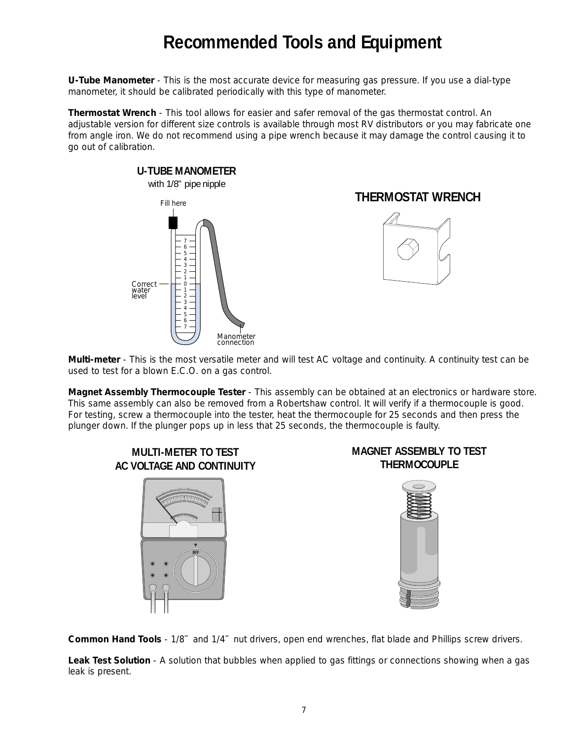# Recommended Tools and Equipment

**U-Tube Manometer** - This is the most accurate device for measuring gas pressure. If you use a dial-type manometer, it should be calibrated periodically with this type of manometer.

**Thermostat Wrench** - This tool allows for easier and safer removal of the gas thermostat control. An adjustable version for different size controls is available through most RV distributors or you may fabricate one from angle iron. We do not recommend using a pipe wrench because it may damage the control causing it to go out of calibration.

**U-TUBE MANOMETER**
with 1/8" pipe nipple

Fill here

Correct water level

Manometer connection

**THERMOSTAT WRENCH**

**Multi-meter** - This is the most versatile meter and will test AC voltage and continuity. A continuity test can be used to test for a blown E.C.O. on a gas control.

**Magnet Assembly Thermocouple Tester** - This assembly can be obtained at an electronics or hardware store. This same assembly can also be removed from a Robertshaw control. It will verify if a thermocouple is good. For testing, screw a thermocouple into the tester, heat the thermocouple for 25 seconds and then press the plunger down. If the plunger pops up in less that 25 seconds, the thermocouple is faulty.

**MULTI-METER TO TEST AC VOLTAGE AND CONTINUITY**

**MAGNET ASSEMBLY TO TEST THERMOCOUPLE**

**Common Hand Tools** - 1/8˝ and 1/4˝ nut drivers, open end wrenches, flat blade and Phillips screw drivers.

**Leak Test Solution** - A solution that bubbles when applied to gas fittings or connections showing when a gas leak is present.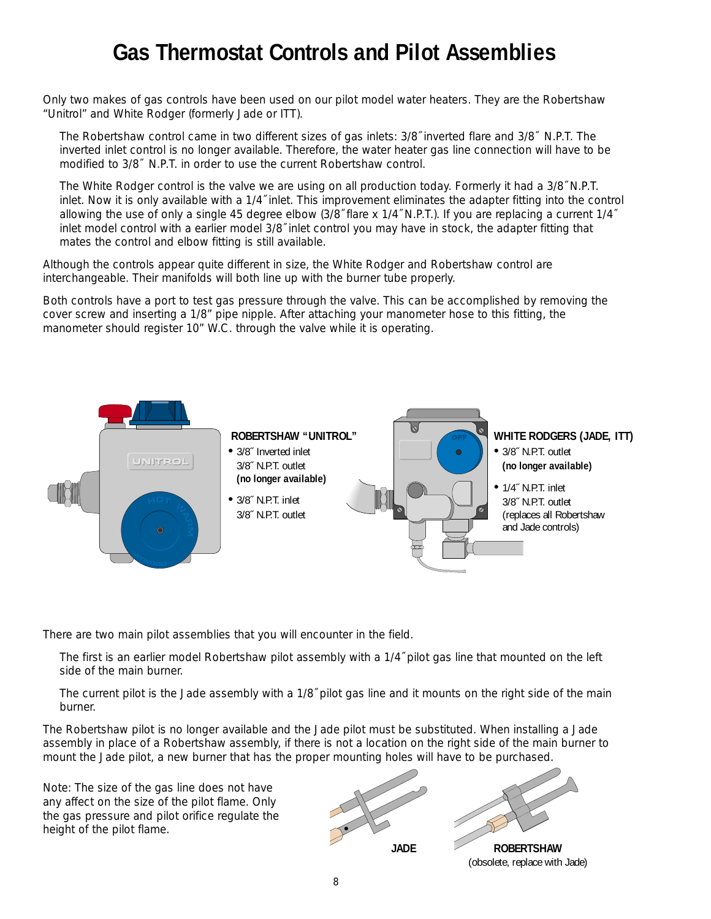# Gas Thermostat Controls and Pilot Assemblies

Only two makes of gas controls have been used on our pilot model water heaters. They are the Robertshaw "Unitrol" and White Rodger (formerly Jade or ITT).

The Robertshaw control came in two different sizes of gas inlets: 3/8″ inverted flare and 3/8″ N.P.T. The inverted inlet control is no longer available. Therefore, the water heater gas line connection will have to be modified to 3/8″ N.P.T. in order to use the current Robertshaw control.

The White Rodger control is the valve we are using on all production today. Formerly it had a 3/8″ N.P.T. inlet. Now it is only available with a 1/4″ inlet. This improvement eliminates the adapter fitting into the control allowing the use of only a single 45 degree elbow (3/8″ flare x 1/4″ N.P.T.). If you are replacing a current 1/4″ inlet model control with a earlier model 3/8″ inlet control you may have in stock, the adapter fitting that mates the control and elbow fitting is still available.

Although the controls appear quite different in size, the White Rodger and Robertshaw control are interchangeable. Their manifolds will both line up with the burner tube properly.

Both controls have a port to test gas pressure through the valve. This can be accomplished by removing the cover screw and inserting a 1/8" pipe nipple. After attaching your manometer hose to this fitting, the manometer should register 10" W.C. through the valve while it is operating.

UNITROL

HOT WARM

**ROBERTSHAW "UNITROL"**

- 3/8″ Inverted inlet
  3/8″ N.P.T. outlet
  **(no longer available)**
- 3/8″ N.P.T. inlet
  3/8″ N.P.T. outlet

OFF

**WHITE RODGERS (JADE, ITT)**

- 3/8″ N.P.T. outlet
  **(no longer available)**
- 1/4″ N.P.T. inlet
  3/8″ N.P.T. outlet
  (replaces all Robertshaw and Jade controls)

There are two main pilot assemblies that you will encounter in the field.

The first is an earlier model Robertshaw pilot assembly with a 1/4″ pilot gas line that mounted on the left side of the main burner.

The current pilot is the Jade assembly with a 1/8″ pilot gas line and it mounts on the right side of the main burner.

The Robertshaw pilot is no longer available and the Jade pilot must be substituted. When installing a Jade assembly in place of a Robertshaw assembly, if there is not a location on the right side of the main burner to mount the Jade pilot, a new burner that has the proper mounting holes will have to be purchased.

Note: The size of the gas line does not have any affect on the size of the pilot flame. Only the gas pressure and pilot orifice regulate the height of the pilot flame.

**JADE**

**ROBERTSHAW**
(obsolete, replace with Jade)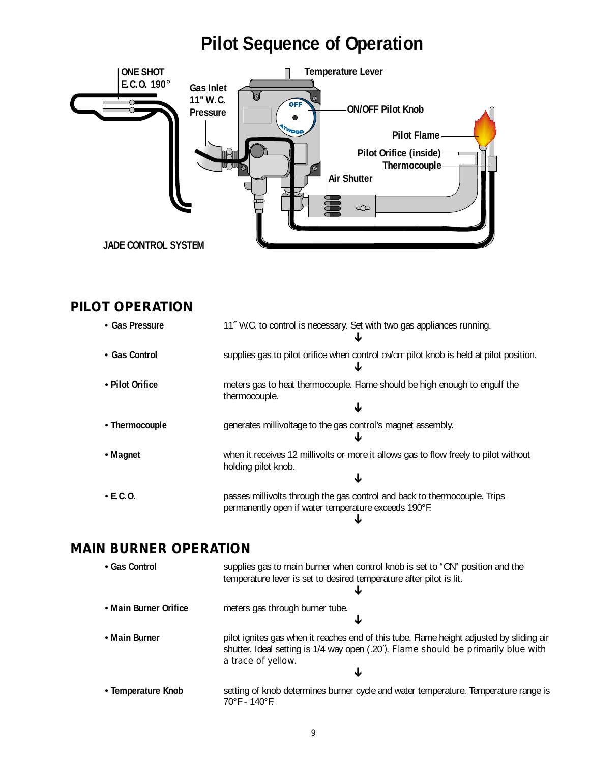# Pilot Sequence of Operation

ONE SHOT
E.C.O. 190°

Gas Inlet
11" W.C.
Pressure

Temperature Lever

ON/OFF Pilot Knob

Pilot Flame

Pilot Orifice (inside)

Thermocouple

Air Shutter

JADE CONTROL SYSTEM

## PILOT OPERATION

- **Gas Pressure** — 11˝ W.C. to control is necessary. Set with two gas appliances running.

↓

- **Gas Control** — supplies gas to pilot orifice when control ON/OFF pilot knob is held at pilot position.

↓

- **Pilot Orifice** — meters gas to heat thermocouple. Flame should be high enough to engulf the thermocouple.

↓

- **Thermocouple** — generates millivoltage to the gas control's magnet assembly.

↓

- **Magnet** — when it receives 12 millivolts or more it allows gas to flow freely to pilot without holding pilot knob.

↓

- **E.C.O.** — passes millivolts through the gas control and back to thermocouple. Trips permanently open if water temperature exceeds 190°F.

↓

## MAIN BURNER OPERATION

- **Gas Control** — supplies gas to main burner when control knob is set to "ON" position and the temperature lever is set to desired temperature after pilot is lit.

↓

- **Main Burner Orifice** — meters gas through burner tube.

↓

- **Main Burner** — pilot ignites gas when it reaches end of this tube. Flame height adjusted by sliding air shutter. Ideal setting is 1/4 way open (.20˝). Flame should be primarily blue with a trace of yellow.

↓

- **Temperature Knob** — setting of knob determines burner cycle and water temperature. Temperature range is 70°F - 140°F.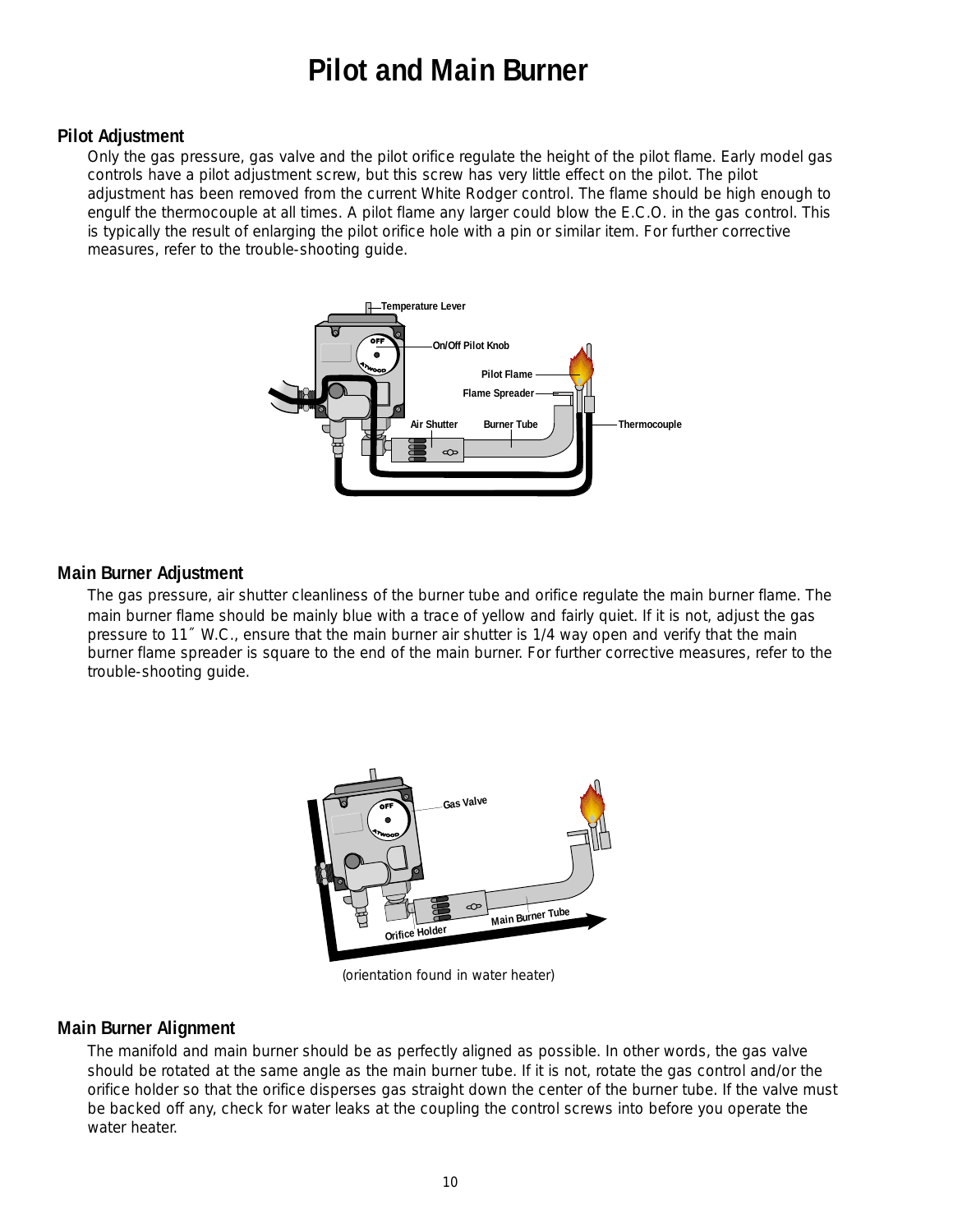# Pilot and Main Burner

## Pilot Adjustment

Only the gas pressure, gas valve and the pilot orifice regulate the height of the pilot flame. Early model gas controls have a pilot adjustment screw, but this screw has very little effect on the pilot. The pilot adjustment has been removed from the current White Rodger control. The flame should be high enough to engulf the thermocouple at all times. A pilot flame any larger could blow the E.C.O. in the gas control. This is typically the result of enlarging the pilot orifice hole with a pin or similar item. For further corrective measures, refer to the trouble-shooting guide.

## Main Burner Adjustment

The gas pressure, air shutter cleanliness of the burner tube and orifice regulate the main burner flame. The main burner flame should be mainly blue with a trace of yellow and fairly quiet. If it is not, adjust the gas pressure to 11˝ W.C., ensure that the main burner air shutter is 1/4 way open and verify that the main burner flame spreader is square to the end of the main burner. For further corrective measures, refer to the trouble-shooting guide.

(orientation found in water heater)

## Main Burner Alignment

The manifold and main burner should be as perfectly aligned as possible. In other words, the gas valve should be rotated at the same angle as the main burner tube. If it is not, rotate the gas control and/or the orifice holder so that the orifice disperses gas straight down the center of the burner tube. If the valve must be backed off any, check for water leaks at the coupling the control screws into before you operate the water heater.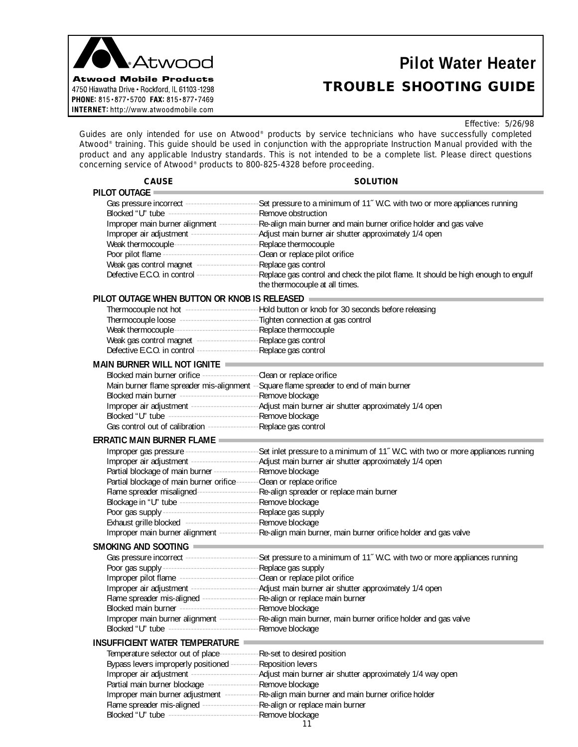Atwood Mobile Products
4750 Hiawatha Drive • Rockford, IL 61103-1298
**PHONE:** 815•877•5700 **FAX:** 815•877•7469
**INTERNET:** http://www.atwoodmobile.com

# Pilot Water Heater
## TROUBLE SHOOTING GUIDE

Effective: 5/26/98

Guides are only intended for use on Atwood® products by service technicians who have successfully completed Atwood® training. This guide should be used in conjunction with the appropriate Instruction Manual provided with the product and any applicable Industry standards. This is not intended to be a complete list. Please direct questions concerning service of Atwood® products to 800-825-4328 before proceeding.

| CAUSE | SOLUTION |
|---|---|
| **PILOT OUTAGE** | |
| Gas pressure incorrect | Set pressure to a minimum of 11˝ W.C. with two or more appliances running |
| Blocked "U" tube | Remove obstruction |
| Improper main burner alignment | Re-align main burner and main burner orifice holder and gas valve |
| Improper air adjustment | Adjust main burner air shutter approximately 1/4 open |
| Weak thermocouple | Replace thermocouple |
| Poor pilot flame | Clean or replace pilot orifice |
| Weak gas control magnet | Replace gas control |
| Defective E.C.O. in control | Replace gas control and check the pilot flame. It should be high enough to engulf the thermocouple at all times. |
| **PILOT OUTAGE WHEN BUTTON OR KNOB IS RELEASED** | |
| Thermocouple not hot | Hold button or knob for 30 seconds before releasing |
| Thermocouple loose | Tighten connection at gas control |
| Weak thermocouple | Replace thermocouple |
| Weak gas control magnet | Replace gas control |
| Defective E.C.O. in control | Replace gas control |
| **MAIN BURNER WILL NOT IGNITE** | |
| Blocked main burner orifice | Clean or replace orifice |
| Main burner flame spreader mis-alignment | Square flame spreader to end of main burner |
| Blocked main burner | Remove blockage |
| Improper air adjustment | Adjust main burner air shutter approximately 1/4 open |
| Blocked "U" tube | Remove blockage |
| Gas control out of calibration | Replace gas control |
| **ERRATIC MAIN BURNER FLAME** | |
| Improper gas pressure | Set inlet pressure to a minimum of 11˝ W.C. with two or more appliances running |
| Improper air adjustment | Adjust main burner air shutter approximately 1/4 open |
| Partial blockage of main burner | Remove blockage |
| Partial blockage of main burner orifice | Clean or replace orifice |
| Flame spreader misaligned | Re-align spreader or replace main burner |
| Blockage in "U" tube | Remove blockage |
| Poor gas supply | Replace gas supply |
| Exhaust grille blocked | Remove blockage |
| Improper main burner alignment | Re-align main burner, main burner orifice holder and gas valve |
| **SMOKING AND SOOTING** | |
| Gas pressure incorrect | Set pressure to a minimum of 11˝ W.C. with two or more appliances running |
| Poor gas supply | Replace gas supply |
| Improper pilot flame | Clean or replace pilot orifice |
| Improper air adjustment | Adjust main burner air shutter approximately 1/4 open |
| Flame spreader mis-aligned | Re-align or replace main burner |
| Blocked main burner | Remove blockage |
| Improper main burner alignment | Re-align main burner, main burner orifice holder and gas valve |
| Blocked "U" tube | Remove blockage |
| **INSUFFICIENT WATER TEMPERATURE** | |
| Temperature selector out of place | Re-set to desired position |
| Bypass levers improperly positioned | Reposition levers |
| Improper air adjustment | Adjust main burner air shutter approximately 1/4 way open |
| Partial main burner blockage | Remove blockage |
| Improper main burner adjustment | Re-align main burner and main burner orifice holder |
| Flame spreader mis-aligned | Re-align or replace main burner |
| Blocked "U" tube | Remove blockage |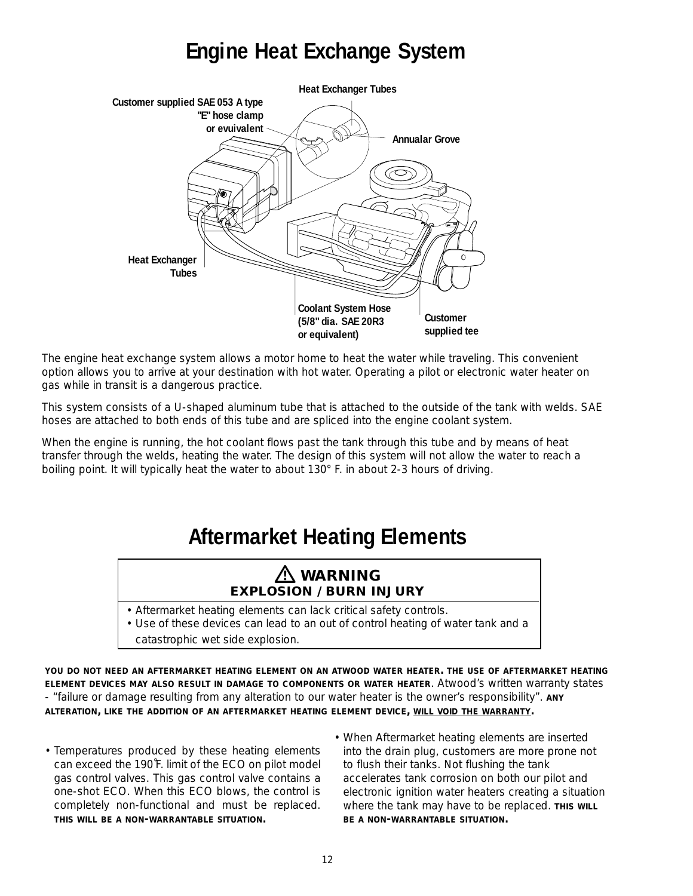# Engine Heat Exchange System

Heat Exchanger Tubes

Customer supplied SAE 053 A type "E" hose clamp or evuivalent

Annualar Grove

Heat Exchanger Tubes

Coolant System Hose (5/8" dia. SAE 20R3 or equivalent)

Customer supplied tee

The engine heat exchange system allows a motor home to heat the water while traveling. This convenient option allows you to arrive at your destination with hot water. Operating a pilot or electronic water heater on gas while in transit is a dangerous practice.

This system consists of a U-shaped aluminum tube that is attached to the outside of the tank with welds. SAE hoses are attached to both ends of this tube and are spliced into the engine coolant system.

When the engine is running, the hot coolant flows past the tank through this tube and by means of heat transfer through the welds, heating the water. The design of this system will not allow the water to reach a boiling point. It will typically heat the water to about 130° F. in about 2-3 hours of driving.

# Aftermarket Heating Elements

> ⚠ **WARNING**
> **EXPLOSION / BURN INJURY**
>
> - Aftermarket heating elements can lack critical safety controls.
> - Use of these devices can lead to an out of control heating of water tank and a catastrophic wet side explosion.

**YOU DO NOT NEED AN AFTERMARKET HEATING ELEMENT ON AN ATWOOD WATER HEATER. THE USE OF AFTERMARKET HEATING ELEMENT DEVICES MAY ALSO RESULT IN DAMAGE TO COMPONENTS OR WATER HEATER**. Atwood's written warranty states - "failure or damage resulting from any alteration to our water heater is the owner's responsibility". **ANY ALTERATION, LIKE THE ADDITION OF AN AFTERMARKET HEATING ELEMENT DEVICE, <u>WILL VOID THE WARRANTY</u>.**

- Temperatures produced by these heating elements can exceed the 190˚F. limit of the ECO on pilot model gas control valves. This gas control valve contains a one-shot ECO. When this ECO blows, the control is completely non-functional and must be replaced. **THIS WILL BE A NON-WARRANTABLE SITUATION.**
- When Aftermarket heating elements are inserted into the drain plug, customers are more prone not to flush their tanks. Not flushing the tank accelerates tank corrosion on both our pilot and electronic ignition water heaters creating a situation where the tank may have to be replaced. **THIS WILL BE A NON-WARRANTABLE SITUATION.**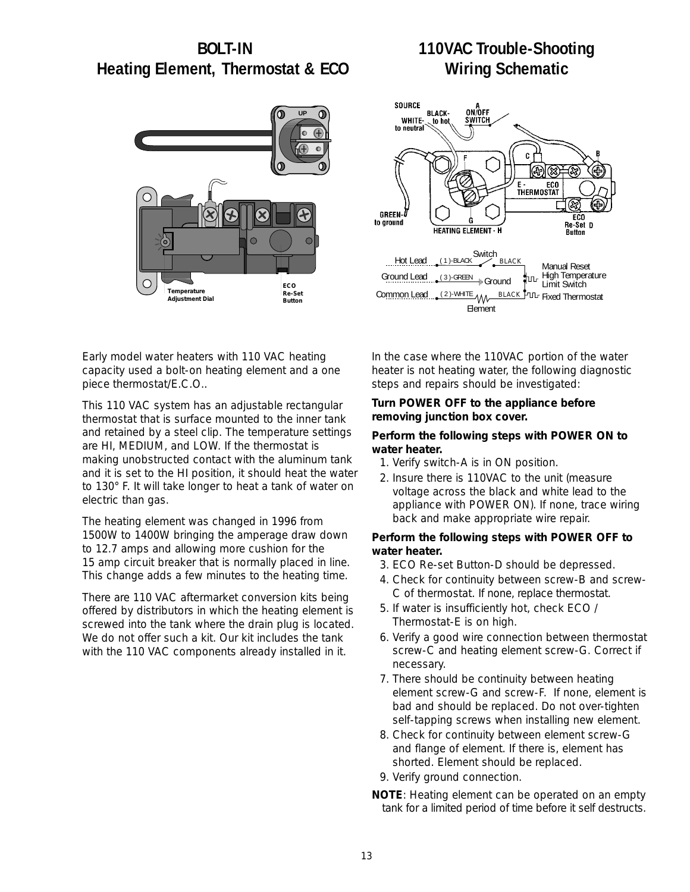## BOLT-IN Heating Element, Thermostat & ECO

Temperature Adjustment Dial

ECO Re-Set Button

Early model water heaters with 110 VAC heating capacity used a bolt-on heating element and a one piece thermostat/E.C.O..

This 110 VAC system has an adjustable rectangular thermostat that is surface mounted to the inner tank and retained by a steel clip. The temperature settings are HI, MEDIUM, and LOW. If the thermostat is making unobstructed contact with the aluminum tank and it is set to the HI position, it should heat the water to 130° F. It will take longer to heat a tank of water on electric than gas.

The heating element was changed in 1996 from 1500W to 1400W bringing the amperage draw down to 12.7 amps and allowing more cushion for the 15 amp circuit breaker that is normally placed in line. This change adds a few minutes to the heating time.

There are 110 VAC aftermarket conversion kits being offered by distributors in which the heating element is screwed into the tank where the drain plug is located. We do not offer such a kit. Our kit includes the tank with the 110 VAC components already installed in it.

## 110VAC Trouble-Shooting Wiring Schematic

SOURCE
WHITE- to neutral
BLACK- to hot
A ON/OFF SWITCH
GREEN- to ground
F
G
HEATING ELEMENT - H
C
B
E - ECO THERMOSTAT
ECO Re-Set Button D

Hot Lead (1)-BLACK Switch BLACK
Ground Lead (3)-GREEN Ground
Common Lead (2)-WHITE Element BLACK
Manual Reset High Temperature Limit Switch
Fixed Thermostat

In the case where the 110VAC portion of the water heater is not heating water, the following diagnostic steps and repairs should be investigated:

**Turn POWER OFF to the appliance before removing junction box cover.**

**Perform the following steps with POWER ON to water heater.**

1. Verify switch-A is in ON position.
2. Insure there is 110VAC to the unit (measure voltage across the black and white lead to the appliance with POWER ON). If none, trace wiring back and make appropriate wire repair.

**Perform the following steps with POWER OFF to water heater.**

3. ECO Re-set Button-D should be depressed.
4. Check for continuity between screw-B and screw-C of thermostat. If none, replace thermostat.
5. If water is insufficiently hot, check ECO / Thermostat-E is on high.
6. Verify a good wire connection between thermostat screw-C and heating element screw-G. Correct if necessary.
7. There should be continuity between heating element screw-G and screw-F. If none, element is bad and should be replaced. Do not over-tighten self-tapping screws when installing new element.
8. Check for continuity between element screw-G and flange of element. If there is, element has shorted. Element should be replaced.
9. Verify ground connection.

**NOTE**: Heating element can be operated on an empty tank for a limited period of time before it self destructs.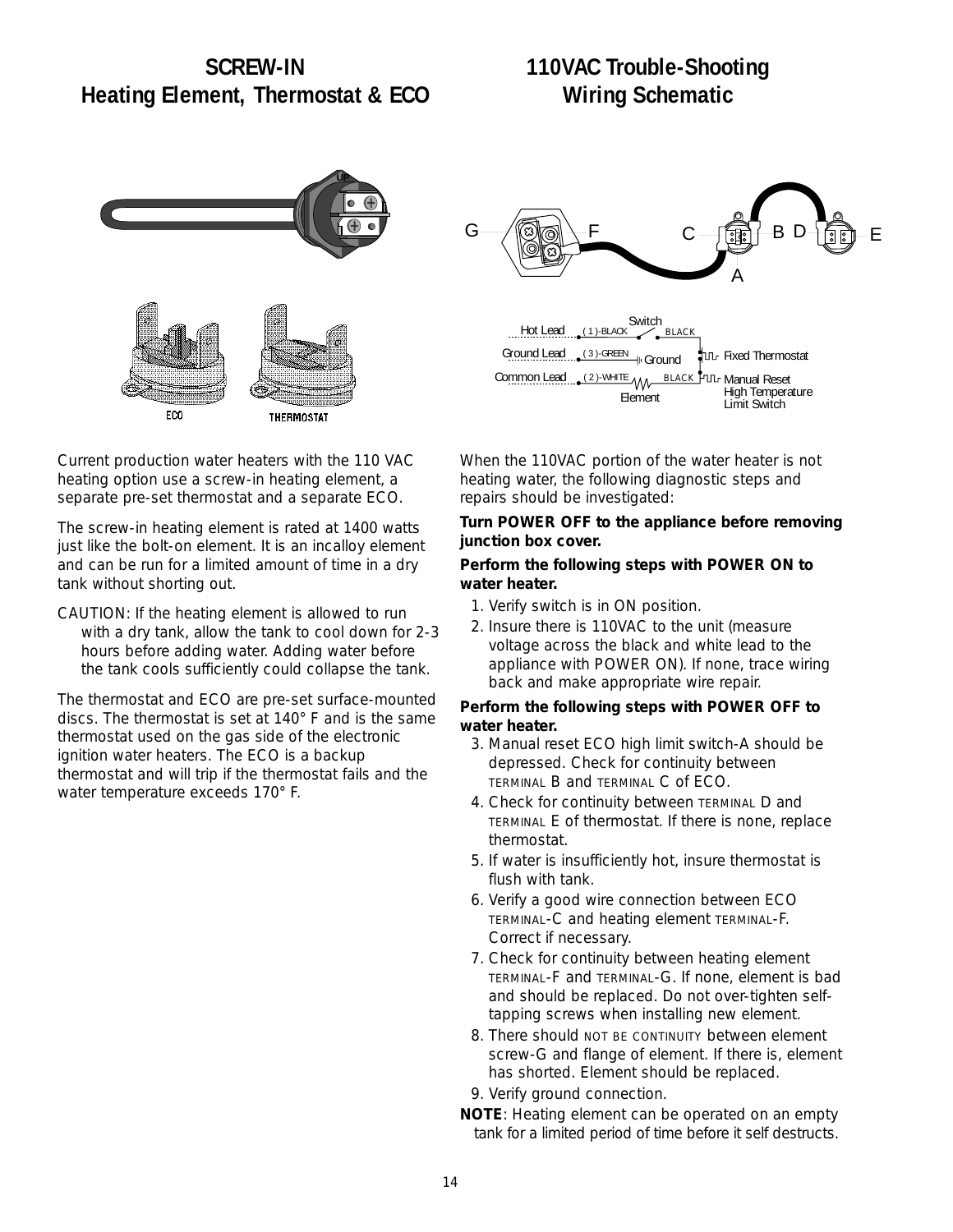## SCREW-IN Heating Element, Thermostat & ECO

ECO

THERMOSTAT

Current production water heaters with the 110 VAC heating option use a screw-in heating element, a separate pre-set thermostat and a separate ECO.

The screw-in heating element is rated at 1400 watts just like the bolt-on element. It is an incalloy element and can be run for a limited amount of time in a dry tank without shorting out.

CAUTION: If the heating element is allowed to run with a dry tank, allow the tank to cool down for 2-3 hours before adding water. Adding water before the tank cools sufficiently could collapse the tank.

The thermostat and ECO are pre-set surface-mounted discs. The thermostat is set at 140° F and is the same thermostat used on the gas side of the electronic ignition water heaters. The ECO is a backup thermostat and will trip if the thermostat fails and the water temperature exceeds 170° F.

## 110VAC Trouble-Shooting Wiring Schematic

G F C B D E A

Hot Lead (1)-BLACK Switch BLACK

Ground Lead (3)-GREEN Ground

Common Lead (2)-WHITE Element BLACK

Fixed Thermostat

Manual Reset High Temperature Limit Switch

When the 110VAC portion of the water heater is not heating water, the following diagnostic steps and repairs should be investigated:

**Turn POWER OFF to the appliance before removing junction box cover.**

**Perform the following steps with POWER ON to water heater.**

1. Verify switch is in ON position.
2. Insure there is 110VAC to the unit (measure voltage across the black and white lead to the appliance with POWER ON). If none, trace wiring back and make appropriate wire repair.

**Perform the following steps with POWER OFF to water heater.**

3. Manual reset ECO high limit switch-A should be depressed. Check for continuity between TERMINAL B and TERMINAL C of ECO.
4. Check for continuity between TERMINAL D and TERMINAL E of thermostat. If there is none, replace thermostat.
5. If water is insufficiently hot, insure thermostat is flush with tank.
6. Verify a good wire connection between ECO TERMINAL-C and heating element TERMINAL-F. Correct if necessary.
7. Check for continuity between heating element TERMINAL-F and TERMINAL-G. If none, element is bad and should be replaced. Do not over-tighten self-tapping screws when installing new element.
8. There should NOT BE CONTINUITY between element screw-G and flange of element. If there is, element has shorted. Element should be replaced.
9. Verify ground connection.

**NOTE**: Heating element can be operated on an empty tank for a limited period of time before it self destructs.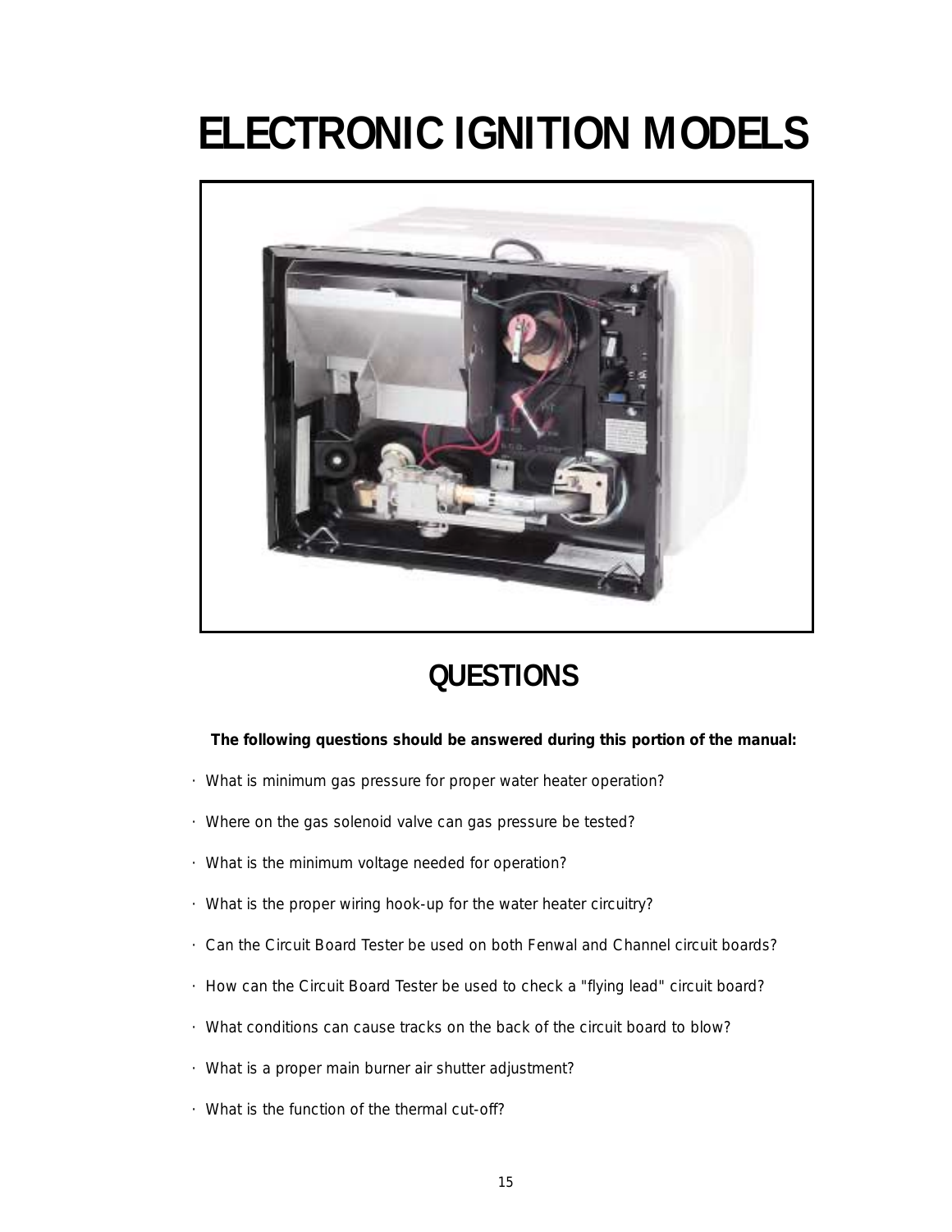# ELECTRONIC IGNITION MODELS

## QUESTIONS

**The following questions should be answered during this portion of the manual:**

- What is minimum gas pressure for proper water heater operation?
- Where on the gas solenoid valve can gas pressure be tested?
- What is the minimum voltage needed for operation?
- What is the proper wiring hook-up for the water heater circuitry?
- Can the Circuit Board Tester be used on both Fenwal and Channel circuit boards?
- How can the Circuit Board Tester be used to check a "flying lead" circuit board?
- What conditions can cause tracks on the back of the circuit board to blow?
- What is a proper main burner air shutter adjustment?
- What is the function of the thermal cut-off?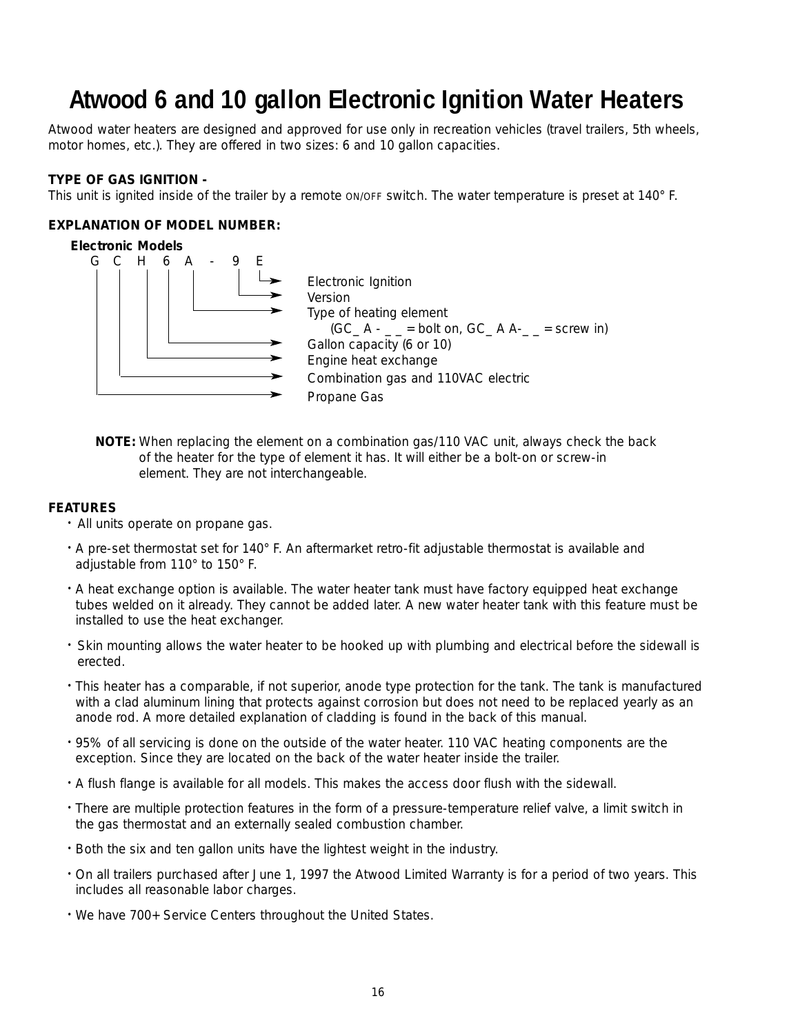# Atwood 6 and 10 gallon Electronic Ignition Water Heaters

Atwood water heaters are designed and approved for use only in recreation vehicles (travel trailers, 5th wheels, motor homes, etc.). They are offered in two sizes: 6 and 10 gallon capacities.

**TYPE OF GAS IGNITION -**
This unit is ignited inside of the trailer by a remote ON/OFF switch. The water temperature is preset at 140° F.

**EXPLANATION OF MODEL NUMBER:**

**Electronic Models**

G C H 6 A - 9 E

- E — Electronic Ignition
- 9 — Version
- A — Type of heating element (GC_ A - _ _ = bolt on, GC_ A A-_ _ = screw in)
- 6 — Gallon capacity (6 or 10)
- H — Engine heat exchange
- C — Combination gas and 110VAC electric
- G — Propane Gas

**NOTE:** When replacing the element on a combination gas/110 VAC unit, always check the back of the heater for the type of element it has. It will either be a bolt-on or screw-in element. They are not interchangeable.

**FEATURES**

- All units operate on propane gas.
- A pre-set thermostat set for 140° F. An aftermarket retro-fit adjustable thermostat is available and adjustable from 110° to 150° F.
- A heat exchange option is available. The water heater tank must have factory equipped heat exchange tubes welded on it already. They cannot be added later. A new water heater tank with this feature must be installed to use the heat exchanger.
- Skin mounting allows the water heater to be hooked up with plumbing and electrical before the sidewall is erected.
- This heater has a comparable, if not superior, anode type protection for the tank. The tank is manufactured with a clad aluminum lining that protects against corrosion but does not need to be replaced yearly as an anode rod. A more detailed explanation of cladding is found in the back of this manual.
- 95% of all servicing is done on the outside of the water heater. 110 VAC heating components are the exception. Since they are located on the back of the water heater inside the trailer.
- A flush flange is available for all models. This makes the access door flush with the sidewall.
- There are multiple protection features in the form of a pressure-temperature relief valve, a limit switch in the gas thermostat and an externally sealed combustion chamber.
- Both the six and ten gallon units have the lightest weight in the industry.
- On all trailers purchased after June 1, 1997 the Atwood Limited Warranty is for a period of two years. This includes all reasonable labor charges.
- We have 700+ Service Centers throughout the United States.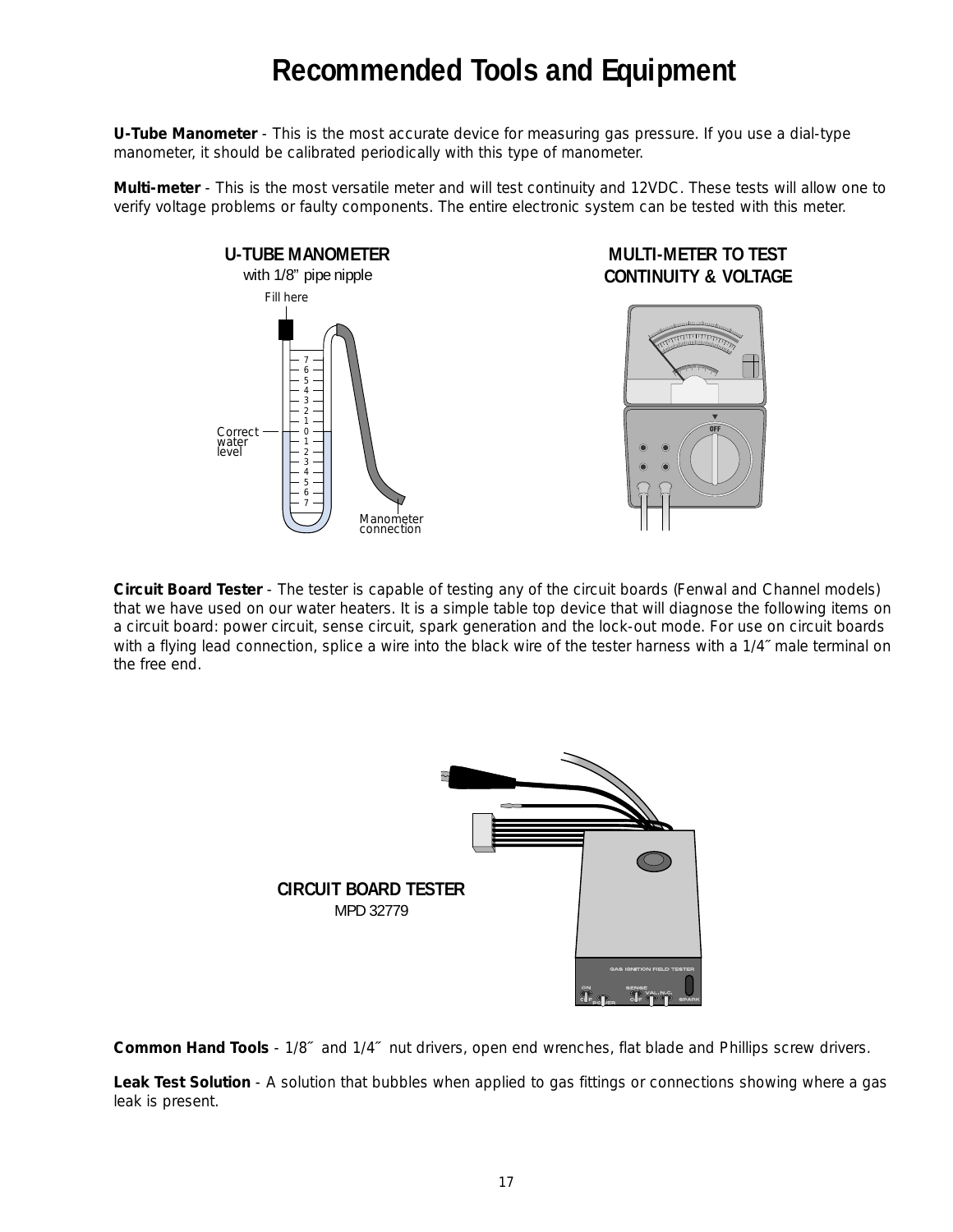# Recommended Tools and Equipment

**U-Tube Manometer** - This is the most accurate device for measuring gas pressure. If you use a dial-type manometer, it should be calibrated periodically with this type of manometer.

**Multi-meter** - This is the most versatile meter and will test continuity and 12VDC. These tests will allow one to verify voltage problems or faulty components. The entire electronic system can be tested with this meter.

U-TUBE MANOMETER
with 1/8" pipe nipple

Fill here

Correct water level

Manometer connection

MULTI-METER TO TEST CONTINUITY & VOLTAGE

**Circuit Board Tester** - The tester is capable of testing any of the circuit boards (Fenwal and Channel models) that we have used on our water heaters. It is a simple table top device that will diagnose the following items on a circuit board: power circuit, sense circuit, spark generation and the lock-out mode. For use on circuit boards with a flying lead connection, splice a wire into the black wire of the tester harness with a 1/4″ male terminal on the free end.

CIRCUIT BOARD TESTER
MPD 32779

**Common Hand Tools** - 1/8″ and 1/4″ nut drivers, open end wrenches, flat blade and Phillips screw drivers.

**Leak Test Solution** - A solution that bubbles when applied to gas fittings or connections showing where a gas leak is present.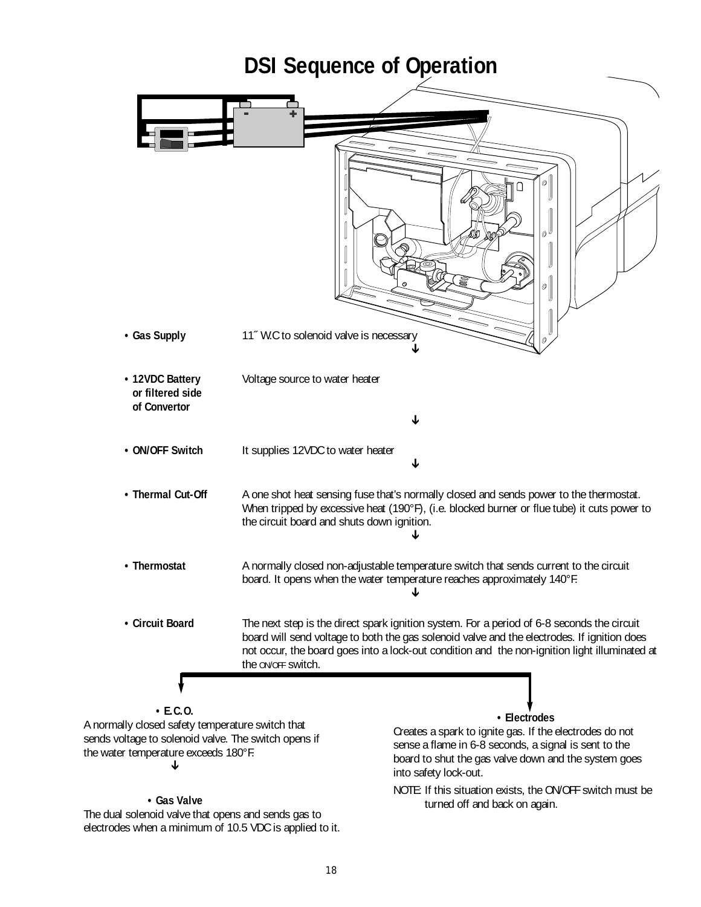# DSI Sequence of Operation

**• Gas Supply** 11˝ W.C to solenoid valve is necessary

↓

**• 12VDC Battery or filtered side of Convertor** Voltage source to water heater

↓

**• ON/OFF Switch** It supplies 12VDC to water heater

↓

**• Thermal Cut-Off** A one shot heat sensing fuse that's normally closed and sends power to the thermostat. When tripped by excessive heat (190°F), (i.e. blocked burner or flue tube) it cuts power to the circuit board and shuts down ignition.

↓

**• Thermostat** A normally closed non-adjustable temperature switch that sends current to the circuit board. It opens when the water temperature reaches approximately 140°F.

↓

**• Circuit Board** The next step is the direct spark ignition system. For a period of 6-8 seconds the circuit board will send voltage to both the gas solenoid valve and the electrodes. If ignition does not occur, the board goes into a lock-out condition and the non-ignition light illuminated at the ON/OFF switch.

**• E.C.O.**

A normally closed safety temperature switch that sends voltage to solenoid valve. The switch opens if the water temperature exceeds 180°F.

↓

**• Gas Valve**

The dual solenoid valve that opens and sends gas to electrodes when a minimum of 10.5 VDC is applied to it.

**• Electrodes**

Creates a spark to ignite gas. If the electrodes do not sense a flame in 6-8 seconds, a signal is sent to the board to shut the gas valve down and the system goes into safety lock-out.

NOTE: If this situation exists, the ON/OFF switch must be turned off and back on again.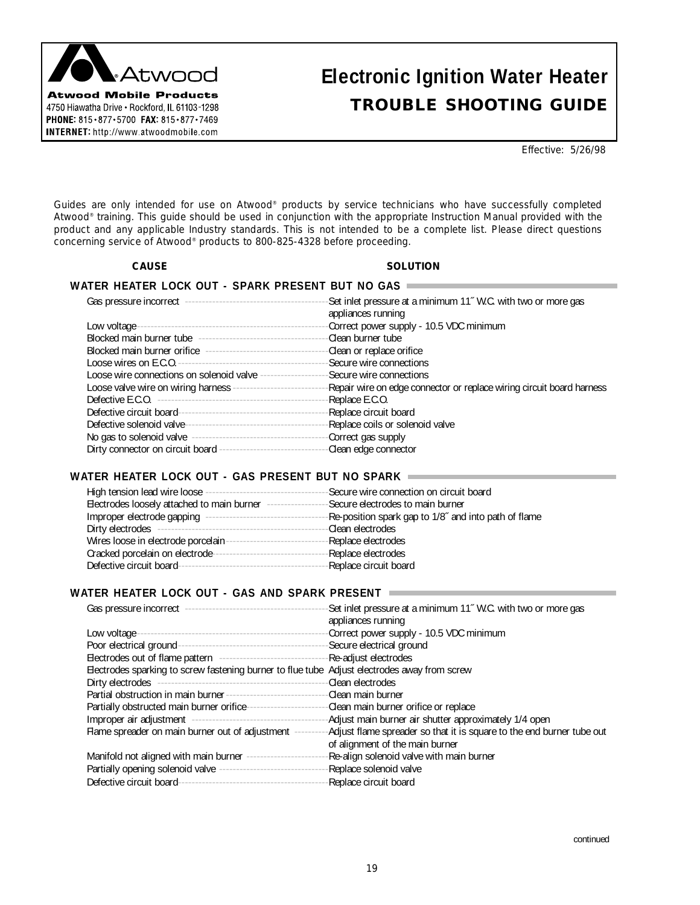Atwood®

**Atwood Mobile Products**
4750 Hiawatha Drive • Rockford, IL 61103-1298
**PHONE:** 815•877•5700 **FAX:** 815•877•7469
**INTERNET:** http://www.atwoodmobile.com

# Electronic Ignition Water Heater
## TROUBLE SHOOTING GUIDE

Effective: 5/26/98

Guides are only intended for use on Atwood® products by service technicians who have successfully completed Atwood® training. This guide should be used in conjunction with the appropriate Instruction Manual provided with the product and any applicable Industry standards. This is not intended to be a complete list. Please direct questions concerning service of Atwood® products to 800-825-4328 before proceeding.

| CAUSE | SOLUTION |
|---|---|
| **WATER HEATER LOCK OUT - SPARK PRESENT BUT NO GAS** | |
| Gas pressure incorrect | Set inlet pressure at a minimum 11˝ W.C. with two or more gas appliances running |
| Low voltage | Correct power supply - 10.5 VDC minimum |
| Blocked main burner tube | Clean burner tube |
| Blocked main burner orifice | Clean or replace orifice |
| Loose wires on E.C.O. | Secure wire connections |
| Loose wire connections on solenoid valve | Secure wire connections |
| Loose valve wire on wiring harness | Repair wire on edge connector or replace wiring circuit board harness |
| Defective E.C.O. | Replace E.C.O. |
| Defective circuit board | Replace circuit board |
| Defective solenoid valve | Replace coils or solenoid valve |
| No gas to solenoid valve | Correct gas supply |
| Dirty connector on circuit board | Clean edge connector |
| **WATER HEATER LOCK OUT - GAS PRESENT BUT NO SPARK** | |
| High tension lead wire loose | Secure wire connection on circuit board |
| Electrodes loosely attached to main burner | Secure electrodes to main burner |
| Improper electrode gapping | Re-position spark gap to 1/8˝ and into path of flame |
| Dirty electrodes | Clean electrodes |
| Wires loose in electrode porcelain | Replace electrodes |
| Cracked porcelain on electrode | Replace electrodes |
| Defective circuit board | Replace circuit board |
| **WATER HEATER LOCK OUT - GAS AND SPARK PRESENT** | |
| Gas pressure incorrect | Set inlet pressure at a minimum 11˝ W.C. with two or more gas appliances running |
| Low voltage | Correct power supply - 10.5 VDC minimum |
| Poor electrical ground | Secure electrical ground |
| Electrodes out of flame pattern | Re-adjust electrodes |
| Electrodes sparking to screw fastening burner to flue tube | Adjust electrodes away from screw |
| Dirty electrodes | Clean electrodes |
| Partial obstruction in main burner | Clean main burner |
| Partially obstructed main burner orifice | Clean main burner orifice or replace |
| Improper air adjustment | Adjust main burner air shutter approximately 1/4 open |
| Flame spreader on main burner out of adjustment | Adjust flame spreader so that it is square to the end burner tube out of alignment of the main burner |
| Manifold not aligned with main burner | Re-align solenoid valve with main burner |
| Partially opening solenoid valve | Replace solenoid valve |
| Defective circuit board | Replace circuit board |

continued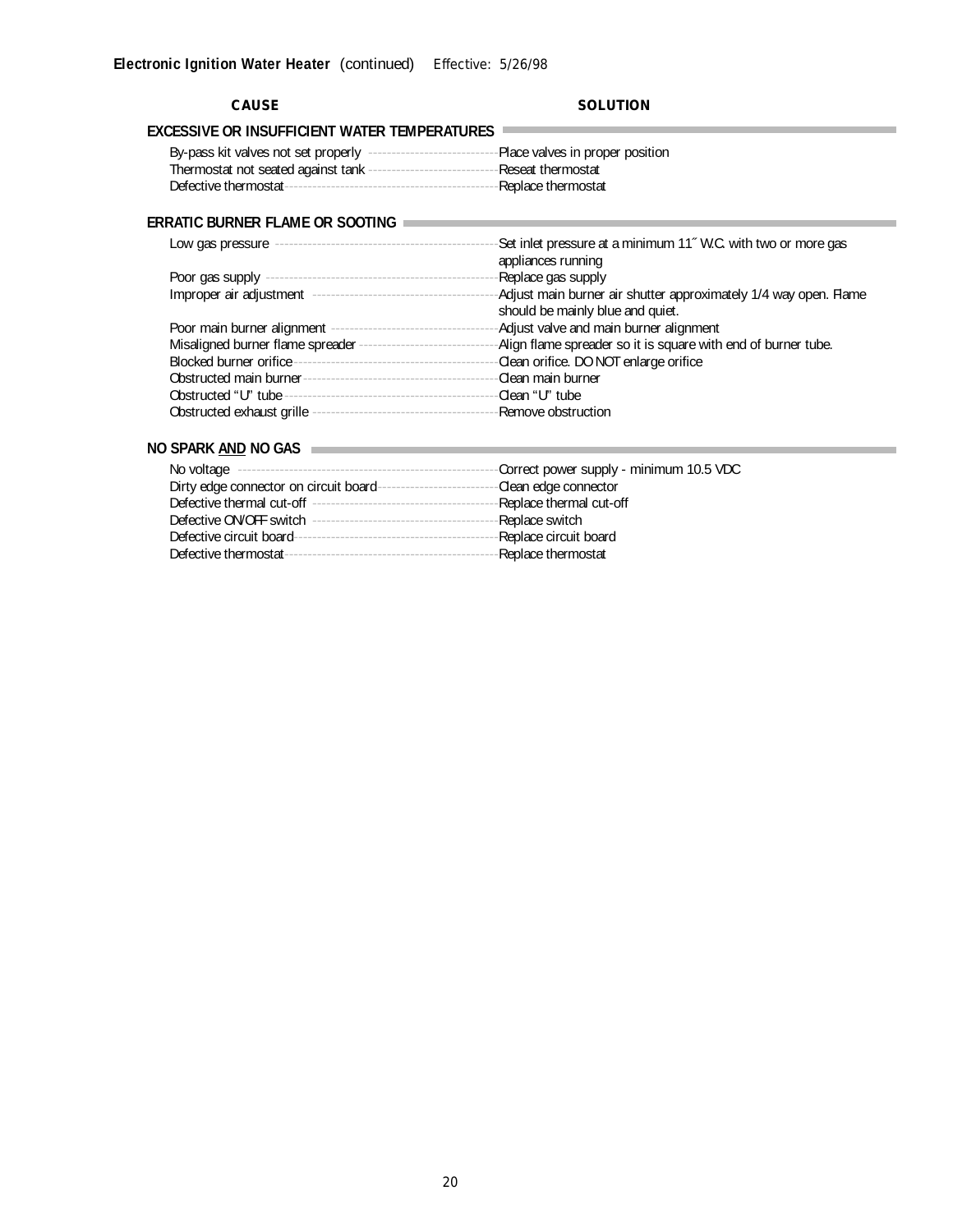**Electronic Ignition Water Heater** (continued) Effective: 5/26/98

| CAUSE | SOLUTION |
| --- | --- |
| **EXCESSIVE OR INSUFFICIENT WATER TEMPERATURES** | |
| By-pass kit valves not set properly | Place valves in proper position |
| Thermostat not seated against tank | Reseat thermostat |
| Defective thermostat | Replace thermostat |
| **ERRATIC BURNER FLAME OR SOOTING** | |
| Low gas pressure | Set inlet pressure at a minimum 11˝ W.C. with two or more gas appliances running |
| Poor gas supply | Replace gas supply |
| Improper air adjustment | Adjust main burner air shutter approximately 1/4 way open. Flame should be mainly blue and quiet. |
| Poor main burner alignment | Adjust valve and main burner alignment |
| Misaligned burner flame spreader | Align flame spreader so it is square with end of burner tube. |
| Blocked burner orifice | Clean orifice. DO NOT enlarge orifice |
| Obstructed main burner | Clean main burner |
| Obstructed "U" tube | Clean "U" tube |
| Obstructed exhaust grille | Remove obstruction |
| **NO SPARK AND NO GAS** | |
| No voltage | Correct power supply - minimum 10.5 VDC |
| Dirty edge connector on circuit board | Clean edge connector |
| Defective thermal cut-off | Replace thermal cut-off |
| Defective ON/OFF switch | Replace switch |
| Defective circuit board | Replace circuit board |
| Defective thermostat | Replace thermostat |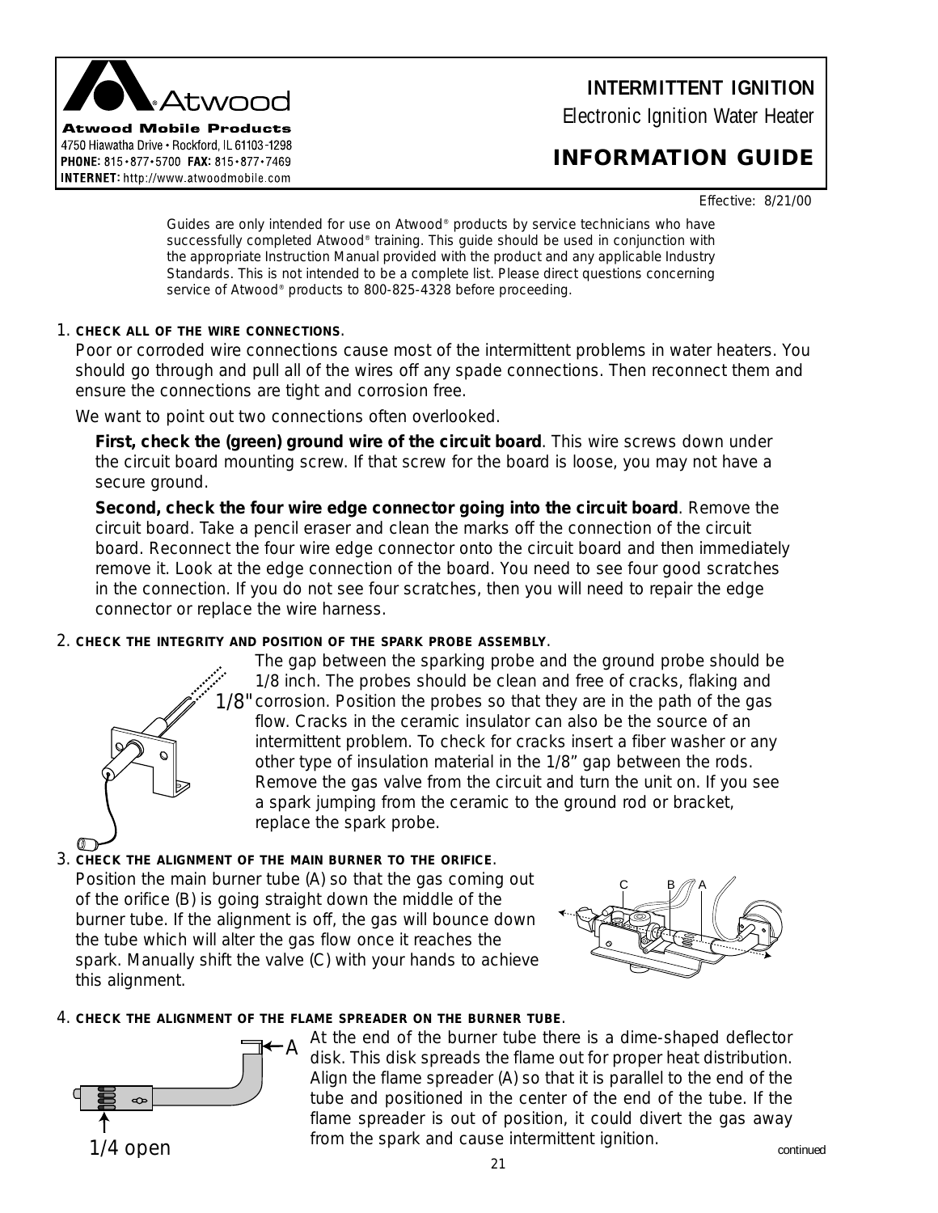**Atwood Mobile Products**
4750 Hiawatha Drive • Rockford, IL 61103-1298
**PHONE:** 815•877•5700 **FAX:** 815•877•7469
**INTERNET:** http://www.atwoodmobile.com

**INTERMITTENT IGNITION**
Electronic Ignition Water Heater

# INFORMATION GUIDE

Effective: 8/21/00

Guides are only intended for use on Atwood® products by service technicians who have successfully completed Atwood® training. This guide should be used in conjunction with the appropriate Instruction Manual provided with the product and any applicable Industry Standards. This is not intended to be a complete list. Please direct questions concerning service of Atwood® products to 800-825-4328 before proceeding.

1. **CHECK ALL OF THE WIRE CONNECTIONS.**
   Poor or corroded wire connections cause most of the intermittent problems in water heaters. You should go through and pull all of the wires off any spade connections. Then reconnect them and ensure the connections are tight and corrosion free.

   We want to point out two connections often overlooked.

   **First, check the (green) ground wire of the circuit board**. This wire screws down under the circuit board mounting screw. If that screw for the board is loose, you may not have a secure ground.

   **Second, check the four wire edge connector going into the circuit board**. Remove the circuit board. Take a pencil eraser and clean the marks off the connection of the circuit board. Reconnect the four wire edge connector onto the circuit board and then immediately remove it. Look at the edge connection of the board. You need to see four good scratches in the connection. If you do not see four scratches, then you will need to repair the edge connector or replace the wire harness.

2. **CHECK THE INTEGRITY AND POSITION OF THE SPARK PROBE ASSEMBLY.**
   The gap between the sparking probe and the ground probe should be 1/8 inch. The probes should be clean and free of cracks, flaking and corrosion. Position the probes so that they are in the path of the gas flow. Cracks in the ceramic insulator can also be the source of an intermittent problem. To check for cracks insert a fiber washer or any other type of insulation material in the 1/8" gap between the rods. Remove the gas valve from the circuit and turn the unit on. If you see a spark jumping from the ceramic to the ground rod or bracket, replace the spark probe.

   1/8"

3. **CHECK THE ALIGNMENT OF THE MAIN BURNER TO THE ORIFICE.**
   Position the main burner tube (A) so that the gas coming out of the orifice (B) is going straight down the middle of the burner tube. If the alignment is off, the gas will bounce down the tube which will alter the gas flow once it reaches the spark. Manually shift the valve (C) with your hands to achieve this alignment.

   C B A

4. **CHECK THE ALIGNMENT OF THE FLAME SPREADER ON THE BURNER TUBE.**
   At the end of the burner tube there is a dime-shaped deflector disk. This disk spreads the flame out for proper heat distribution. Align the flame spreader (A) so that it is parallel to the end of the tube and positioned in the center of the end of the tube. If the flame spreader is out of position, it could divert the gas away from the spark and cause intermittent ignition.

   A

   1/4 open

continued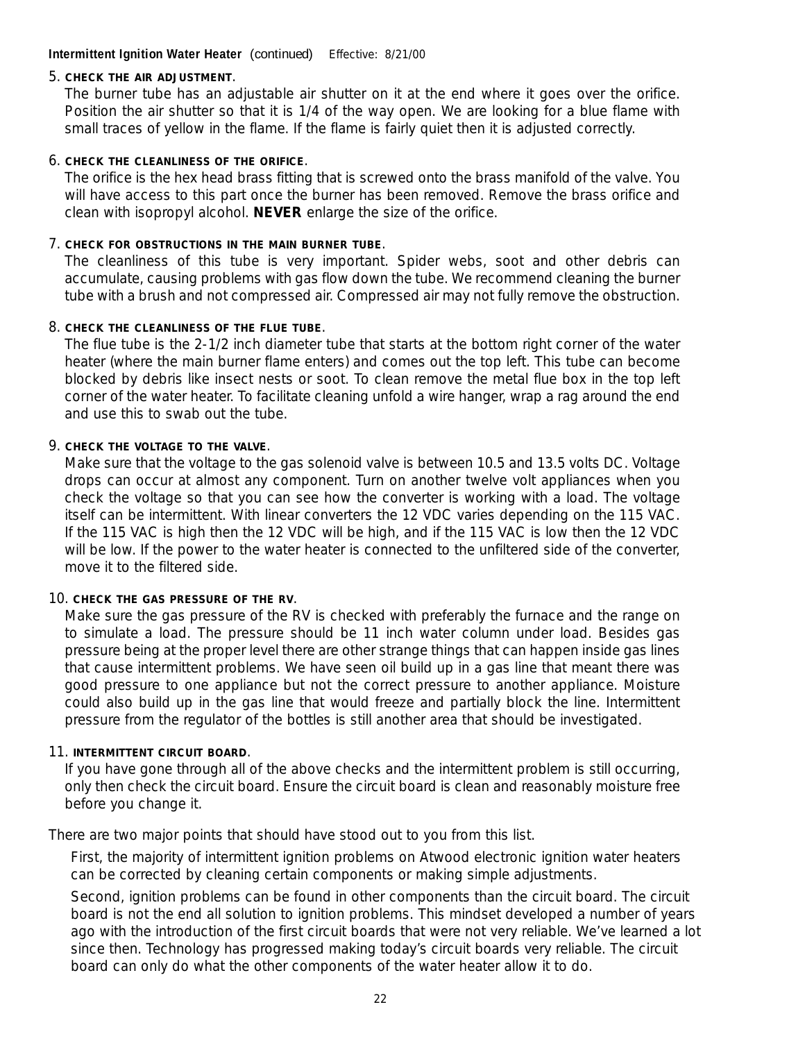**Intermittent Ignition Water Heater** (continued) Effective: 8/21/00

5. **CHECK THE AIR ADJUSTMENT.**
   The burner tube has an adjustable air shutter on it at the end where it goes over the orifice. Position the air shutter so that it is 1/4 of the way open. We are looking for a blue flame with small traces of yellow in the flame. If the flame is fairly quiet then it is adjusted correctly.

6. **CHECK THE CLEANLINESS OF THE ORIFICE.**
   The orifice is the hex head brass fitting that is screwed onto the brass manifold of the valve. You will have access to this part once the burner has been removed. Remove the brass orifice and clean with isopropyl alcohol. **NEVER** enlarge the size of the orifice.

7. **CHECK FOR OBSTRUCTIONS IN THE MAIN BURNER TUBE.**
   The cleanliness of this tube is very important. Spider webs, soot and other debris can accumulate, causing problems with gas flow down the tube. We recommend cleaning the burner tube with a brush and not compressed air. Compressed air may not fully remove the obstruction.

8. **CHECK THE CLEANLINESS OF THE FLUE TUBE.**
   The flue tube is the 2-1/2 inch diameter tube that starts at the bottom right corner of the water heater (where the main burner flame enters) and comes out the top left. This tube can become blocked by debris like insect nests or soot. To clean remove the metal flue box in the top left corner of the water heater. To facilitate cleaning unfold a wire hanger, wrap a rag around the end and use this to swab out the tube.

9. **CHECK THE VOLTAGE TO THE VALVE.**
   Make sure that the voltage to the gas solenoid valve is between 10.5 and 13.5 volts DC. Voltage drops can occur at almost any component. Turn on another twelve volt appliances when you check the voltage so that you can see how the converter is working with a load. The voltage itself can be intermittent. With linear converters the 12 VDC varies depending on the 115 VAC. If the 115 VAC is high then the 12 VDC will be high, and if the 115 VAC is low then the 12 VDC will be low. If the power to the water heater is connected to the unfiltered side of the converter, move it to the filtered side.

10. **CHECK THE GAS PRESSURE OF THE RV.**
    Make sure the gas pressure of the RV is checked with preferably the furnace and the range on to simulate a load. The pressure should be 11 inch water column under load. Besides gas pressure being at the proper level there are other strange things that can happen inside gas lines that cause intermittent problems. We have seen oil build up in a gas line that meant there was good pressure to one appliance but not the correct pressure to another appliance. Moisture could also build up in the gas line that would freeze and partially block the line. Intermittent pressure from the regulator of the bottles is still another area that should be investigated.

11. **INTERMITTENT CIRCUIT BOARD.**
    If you have gone through all of the above checks and the intermittent problem is still occurring, only then check the circuit board. Ensure the circuit board is clean and reasonably moisture free before you change it.

There are two major points that should have stood out to you from this list.

First, the majority of intermittent ignition problems on Atwood electronic ignition water heaters can be corrected by cleaning certain components or making simple adjustments.

Second, ignition problems can be found in other components than the circuit board. The circuit board is not the end all solution to ignition problems. This mindset developed a number of years ago with the introduction of the first circuit boards that were not very reliable. We've learned a lot since then. Technology has progressed making today's circuit boards very reliable. The circuit board can only do what the other components of the water heater allow it to do.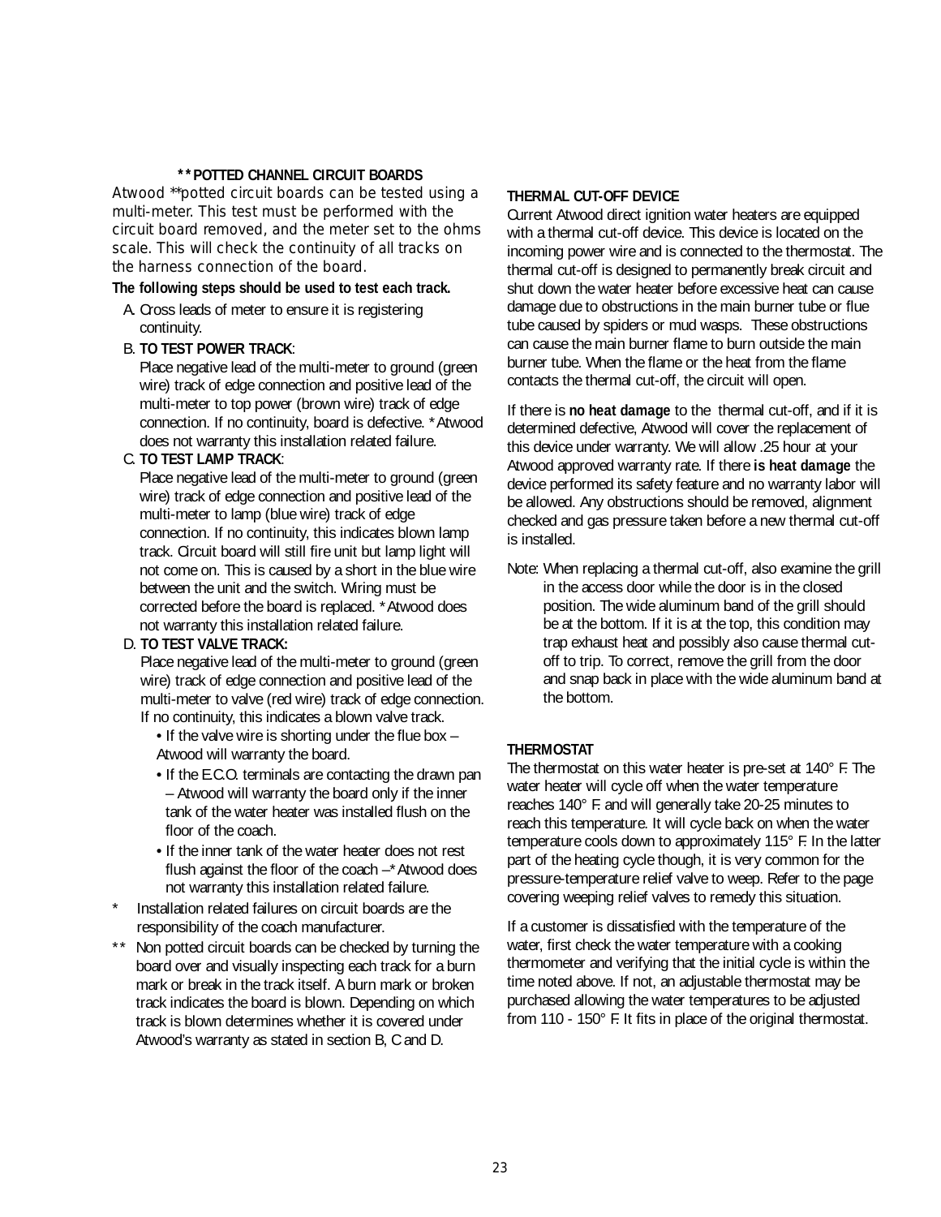### **POTTED CHANNEL CIRCUIT BOARDS

Atwood **potted circuit boards can be tested using a multi-meter. This test must be performed with the circuit board removed, and the meter set to the ohms scale. This will check the continuity of all tracks on the harness connection of the board.

**The following steps should be used to test each track.**

A. Cross leads of meter to ensure it is registering continuity.

B. **TO TEST POWER TRACK**:
   Place negative lead of the multi-meter to ground (green wire) track of edge connection and positive lead of the multi-meter to top power (brown wire) track of edge connection. If no continuity, board is defective. *Atwood does not warranty this installation related failure.

C. **TO TEST LAMP TRACK**:
   Place negative lead of the multi-meter to ground (green wire) track of edge connection and positive lead of the multi-meter to lamp (blue wire) track of edge connection. If no continuity, this indicates blown lamp track. Circuit board will still fire unit but lamp light will not come on. This is caused by a short in the blue wire between the unit and the switch. Wiring must be corrected before the board is replaced. *Atwood does not warranty this installation related failure.

D. **TO TEST VALVE TRACK:**
   Place negative lead of the multi-meter to ground (green wire) track of edge connection and positive lead of the multi-meter to valve (red wire) track of edge connection. If no continuity, this indicates a blown valve track.
   - If the valve wire is shorting under the flue box – Atwood will warranty the board.
   - If the E.C.O. terminals are contacting the drawn pan – Atwood will warranty the board only if the inner tank of the water heater was installed flush on the floor of the coach.
   - If the inner tank of the water heater does not rest flush against the floor of the coach –*Atwood does not warranty this installation related failure.

\* Installation related failures on circuit boards are the responsibility of the coach manufacturer.

** Non potted circuit boards can be checked by turning the board over and visually inspecting each track for a burn mark or break in the track itself. A burn mark or broken track indicates the board is blown. Depending on which track is blown determines whether it is covered under Atwood's warranty as stated in section B, C and D.

### THERMAL CUT-OFF DEVICE

Current Atwood direct ignition water heaters are equipped with a thermal cut-off device. This device is located on the incoming power wire and is connected to the thermostat. The thermal cut-off is designed to permanently break circuit and shut down the water heater before excessive heat can cause damage due to obstructions in the main burner tube or flue tube caused by spiders or mud wasps. These obstructions can cause the main burner flame to burn outside the main burner tube. When the flame or the heat from the flame contacts the thermal cut-off, the circuit will open.

If there is **no heat damage** to the thermal cut-off, and if it is determined defective, Atwood will cover the replacement of this device under warranty. We will allow .25 hour at your Atwood approved warranty rate. If there **is heat damage** the device performed its safety feature and no warranty labor will be allowed. Any obstructions should be removed, alignment checked and gas pressure taken before a new thermal cut-off is installed.

Note: When replacing a thermal cut-off, also examine the grill in the access door while the door is in the closed position. The wide aluminum band of the grill should be at the bottom. If it is at the top, this condition may trap exhaust heat and possibly also cause thermal cut-off to trip. To correct, remove the grill from the door and snap back in place with the wide aluminum band at the bottom.

### THERMOSTAT

The thermostat on this water heater is pre-set at 140° F. The water heater will cycle off when the water temperature reaches 140° F. and will generally take 20-25 minutes to reach this temperature. It will cycle back on when the water temperature cools down to approximately 115° F. In the latter part of the heating cycle though, it is very common for the pressure-temperature relief valve to weep. Refer to the page covering weeping relief valves to remedy this situation.

If a customer is dissatisfied with the temperature of the water, first check the water temperature with a cooking thermometer and verifying that the initial cycle is within the time noted above. If not, an adjustable thermostat may be purchased allowing the water temperatures to be adjusted from 110 - 150° F. It fits in place of the original thermostat.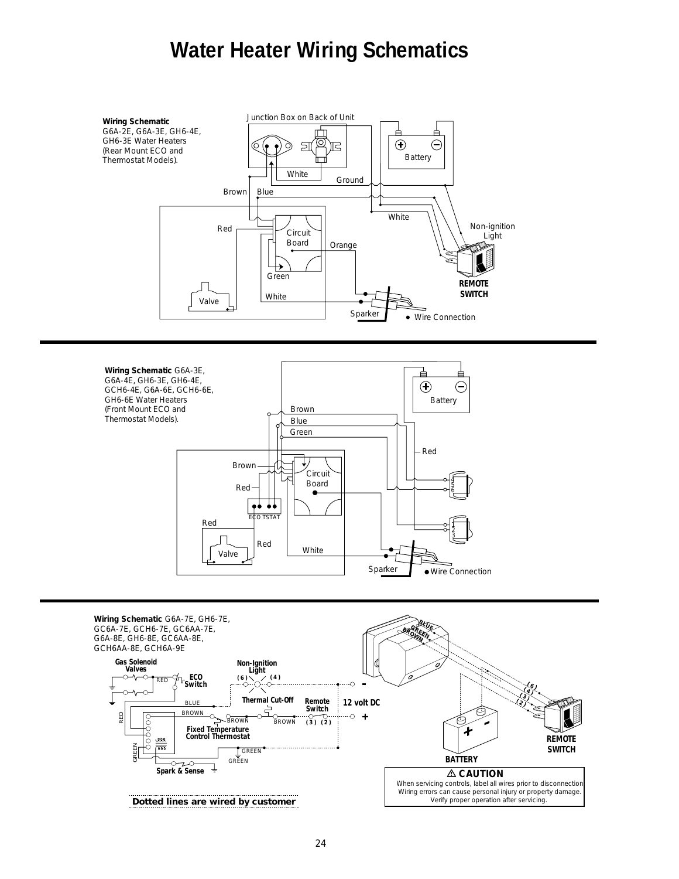# Water Heater Wiring Schematics

**Wiring Schematic**
G6A-2E, G6A-3E, GH6-4E,
GH6-3E Water Heaters
(Rear Mount ECO and
Thermostat Models).

Junction Box on Back of Unit

Battery

White

Ground

Brown

Blue

White

Non-ignition
Light

Red

Circuit
Board

Orange

Green

REMOTE
SWITCH

Valve

White

Sparker

● Wire Connection

---

**Wiring Schematic** G6A-3E,
G6A-4E, GH6-3E, GH6-4E,
GCH6-4E, G6A-6E, GCH6-6E,
GH6-6E Water Heaters
(Front Mount ECO and
Thermostat Models).

Battery

Brown

Blue

Green

Red

Brown

Circuit
Board

Red

4
5
6

ECO TSTAT

1
2
3

Red

Red

Valve

White

Sparker

● Wire Connection

---

**Wiring Schematic** G6A-7E, GH6-7E,
GC6A-7E, GCH6-7E, GC6AA-7E,
G6A-8E, GH6-8E, GC6AA-8E,
GCH6AA-8E, GCH6A-9E

Gas Solenoid
Valves

RED

ECO
Switch

Non-Ignition
Light

(6) (4)

Thermal Cut-Off

Remote
Switch

(3) (2)

12 volt DC

BLUE

BROWN

BROWN

BROWN

RED

Fixed Temperature
Control Thermostat

GREEN

GREEN

GREEN

Spark & Sense

BLUE

GREEN

BROWN

(6)
(4)
(3)
(2)

BATTERY

REMOTE
SWITCH

**⚠ CAUTION**

When servicing controls, label all wires prior to disconnection.
Wiring errors can cause personal injury or property damage.
Verify proper operation after servicing.

**Dotted lines are wired by customer**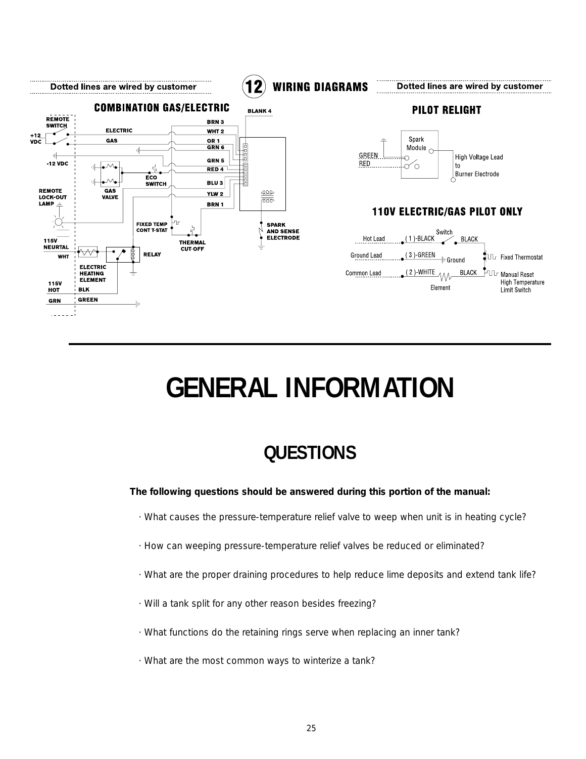## 12 WIRING DIAGRAMS

Dotted lines are wired by customer

Dotted lines are wired by customer

### COMBINATION GAS/ELECTRIC

REMOTE SWITCH
+12 VDC
ELECTRIC
GAS
-12 VDC
GAS VALVE
ECO SWITCH
REMOTE LOCK-OUT LAMP
BRN 3
WHT 2
OR 1
GRN 6
GRN 5
RED 4
BLU 3
YLW 2
BRN 1
BLANK 4
FIXED TEMP CONT T-STAT
THERMAL CUT-OFF
SPARK AND SENSE ELECTRODE
115V NEURTAL
WHT
ELECTRIC HEATING ELEMENT
RELAY
115V HOT
BLK
GRN
GREEN

### PILOT RELIGHT

GREEN
RED
Spark Module
High Voltage Lead to Burner Electrode

### 110V ELECTRIC/GAS PILOT ONLY

Hot Lead
( 1 )-BLACK
Switch
BLACK
Ground Lead
( 3 )-GREEN
Ground
Fixed Thermostat
Common Lead
( 2 )-WHITE
Element
BLACK
Manual Reset High Temperature Limit Switch

# GENERAL INFORMATION

## QUESTIONS

**The following questions should be answered during this portion of the manual:**

- What causes the pressure-temperature relief valve to weep when unit is in heating cycle?
- How can weeping pressure-temperature relief valves be reduced or eliminated?
- What are the proper draining procedures to help reduce lime deposits and extend tank life?
- Will a tank split for any other reason besides freezing?
- What functions do the retaining rings serve when replacing an inner tank?
- What are the most common ways to winterize a tank?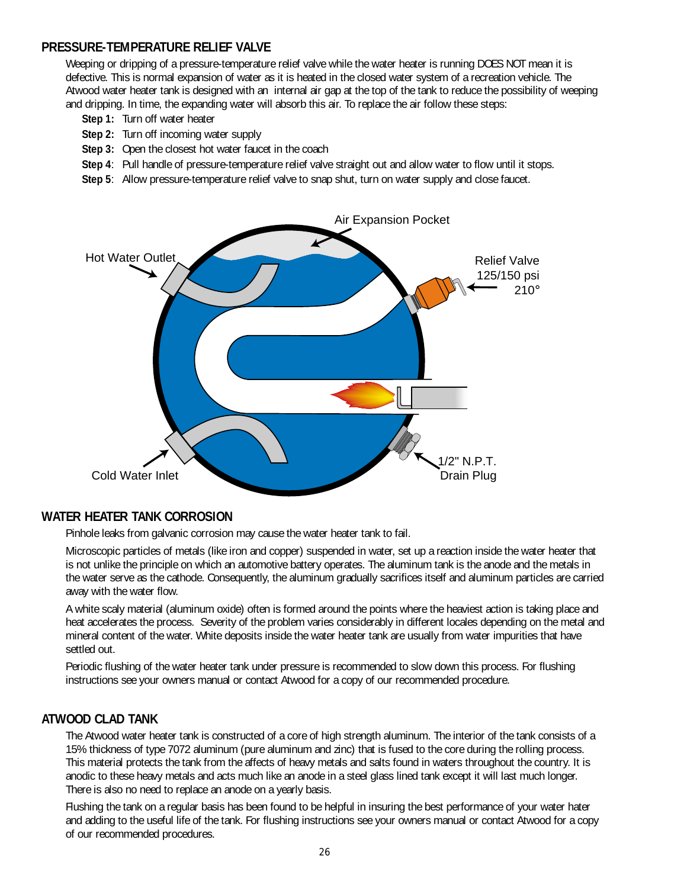## PRESSURE-TEMPERATURE RELIEF VALVE

Weeping or dripping of a pressure-temperature relief valve while the water heater is running DOES NOT mean it is defective. This is normal expansion of water as it is heated in the closed water system of a recreation vehicle. The Atwood water heater tank is designed with an internal air gap at the top of the tank to reduce the possibility of weeping and dripping. In time, the expanding water will absorb this air. To replace the air follow these steps:

**Step 1:** Turn off water heater

**Step 2:** Turn off incoming water supply

**Step 3:** Open the closest hot water faucet in the coach

**Step 4**: Pull handle of pressure-temperature relief valve straight out and allow water to flow until it stops.

**Step 5**: Allow pressure-temperature relief valve to snap shut, turn on water supply and close faucet.

Air Expansion Pocket

Hot Water Outlet

Relief Valve
125/150 psi
210°

Cold Water Inlet

1/2" N.P.T.
Drain Plug

## WATER HEATER TANK CORROSION

Pinhole leaks from galvanic corrosion may cause the water heater tank to fail.

Microscopic particles of metals (like iron and copper) suspended in water, set up a reaction inside the water heater that is not unlike the principle on which an automotive battery operates. The aluminum tank is the anode and the metals in the water serve as the cathode. Consequently, the aluminum gradually sacrifices itself and aluminum particles are carried away with the water flow.

A white scaly material (aluminum oxide) often is formed around the points where the heaviest action is taking place and heat accelerates the process. Severity of the problem varies considerably in different locales depending on the metal and mineral content of the water. White deposits inside the water heater tank are usually from water impurities that have settled out.

Periodic flushing of the water heater tank under pressure is recommended to slow down this process. For flushing instructions see your owners manual or contact Atwood for a copy of our recommended procedure.

## ATWOOD CLAD TANK

The Atwood water heater tank is constructed of a core of high strength aluminum. The interior of the tank consists of a 15% thickness of type 7072 aluminum (pure aluminum and zinc) that is fused to the core during the rolling process. This material protects the tank from the affects of heavy metals and salts found in waters throughout the country. It is anodic to these heavy metals and acts much like an anode in a steel glass lined tank except it will last much longer. There is also no need to replace an anode on a yearly basis.

Flushing the tank on a regular basis has been found to be helpful in insuring the best performance of your water hater and adding to the useful life of the tank. For flushing instructions see your owners manual or contact Atwood for a copy of our recommended procedures.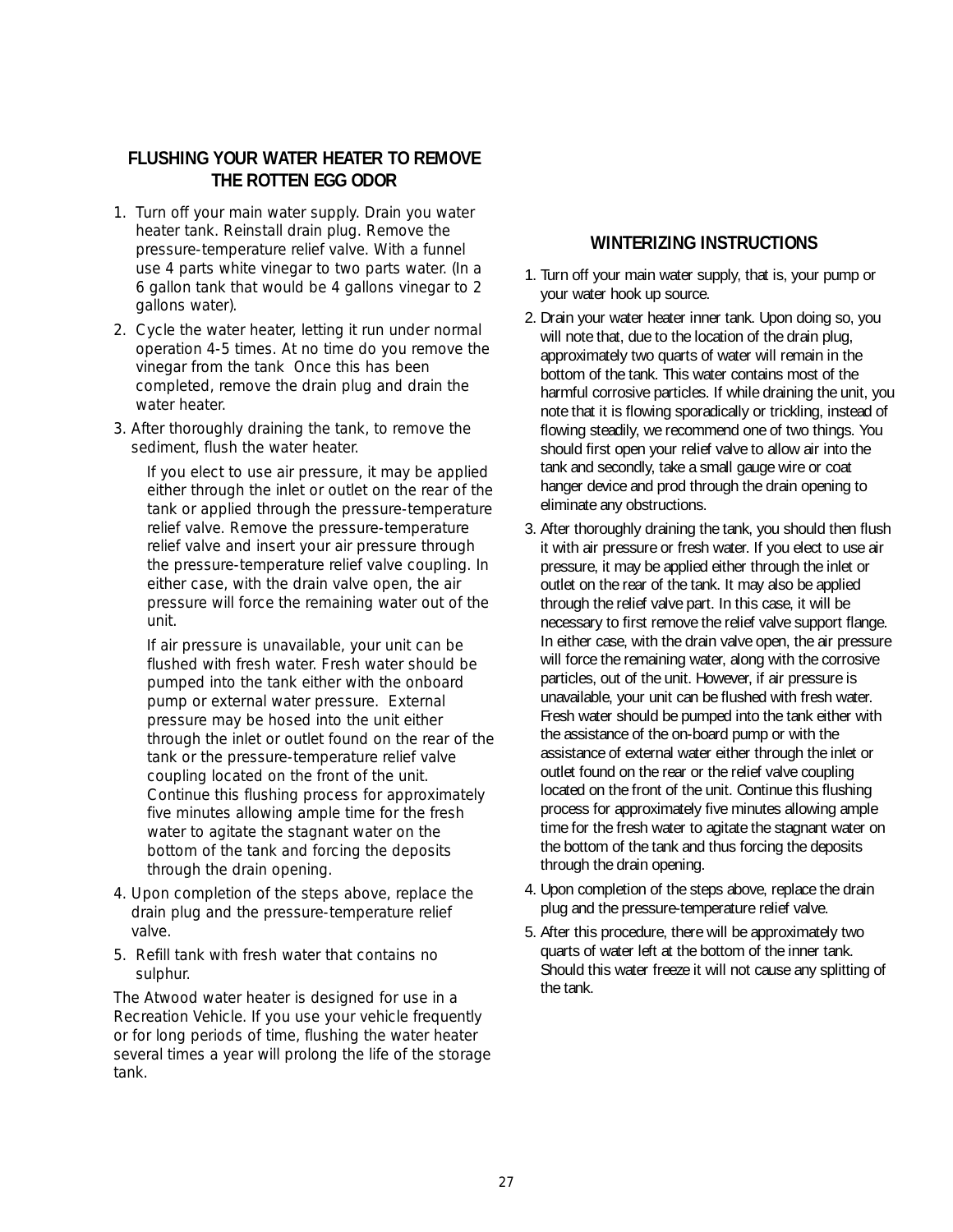## FLUSHING YOUR WATER HEATER TO REMOVE THE ROTTEN EGG ODOR

1. Turn off your main water supply. Drain you water heater tank. Reinstall drain plug. Remove the pressure-temperature relief valve. With a funnel use 4 parts white vinegar to two parts water. (In a 6 gallon tank that would be 4 gallons vinegar to 2 gallons water).
2. Cycle the water heater, letting it run under normal operation 4-5 times. At no time do you remove the vinegar from the tank Once this has been completed, remove the drain plug and drain the water heater.
3. After thoroughly draining the tank, to remove the sediment, flush the water heater.

   If you elect to use air pressure, it may be applied either through the inlet or outlet on the rear of the tank or applied through the pressure-temperature relief valve. Remove the pressure-temperature relief valve and insert your air pressure through the pressure-temperature relief valve coupling. In either case, with the drain valve open, the air pressure will force the remaining water out of the unit.

   If air pressure is unavailable, your unit can be flushed with fresh water. Fresh water should be pumped into the tank either with the onboard pump or external water pressure. External pressure may be hosed into the unit either through the inlet or outlet found on the rear of the tank or the pressure-temperature relief valve coupling located on the front of the unit. Continue this flushing process for approximately five minutes allowing ample time for the fresh water to agitate the stagnant water on the bottom of the tank and forcing the deposits through the drain opening.
4. Upon completion of the steps above, replace the drain plug and the pressure-temperature relief valve.
5. Refill tank with fresh water that contains no sulphur.

The Atwood water heater is designed for use in a Recreation Vehicle. If you use your vehicle frequently or for long periods of time, flushing the water heater several times a year will prolong the life of the storage tank.

## WINTERIZING INSTRUCTIONS

1. Turn off your main water supply, that is, your pump or your water hook up source.
2. Drain your water heater inner tank. Upon doing so, you will note that, due to the location of the drain plug, approximately two quarts of water will remain in the bottom of the tank. This water contains most of the harmful corrosive particles. If while draining the unit, you note that it is flowing sporadically or trickling, instead of flowing steadily, we recommend one of two things. You should first open your relief valve to allow air into the tank and secondly, take a small gauge wire or coat hanger device and prod through the drain opening to eliminate any obstructions.
3. After thoroughly draining the tank, you should then flush it with air pressure or fresh water. If you elect to use air pressure, it may be applied either through the inlet or outlet on the rear of the tank. It may also be applied through the relief valve part. In this case, it will be necessary to first remove the relief valve support flange. In either case, with the drain valve open, the air pressure will force the remaining water, along with the corrosive particles, out of the unit. However, if air pressure is unavailable, your unit can be flushed with fresh water. Fresh water should be pumped into the tank either with the assistance of the on-board pump or with the assistance of external water either through the inlet or outlet found on the rear or the relief valve coupling located on the front of the unit. Continue this flushing process for approximately five minutes allowing ample time for the fresh water to agitate the stagnant water on the bottom of the tank and thus forcing the deposits through the drain opening.
4. Upon completion of the steps above, replace the drain plug and the pressure-temperature relief valve.
5. After this procedure, there will be approximately two quarts of water left at the bottom of the inner tank. Should this water freeze it will not cause any splitting of the tank.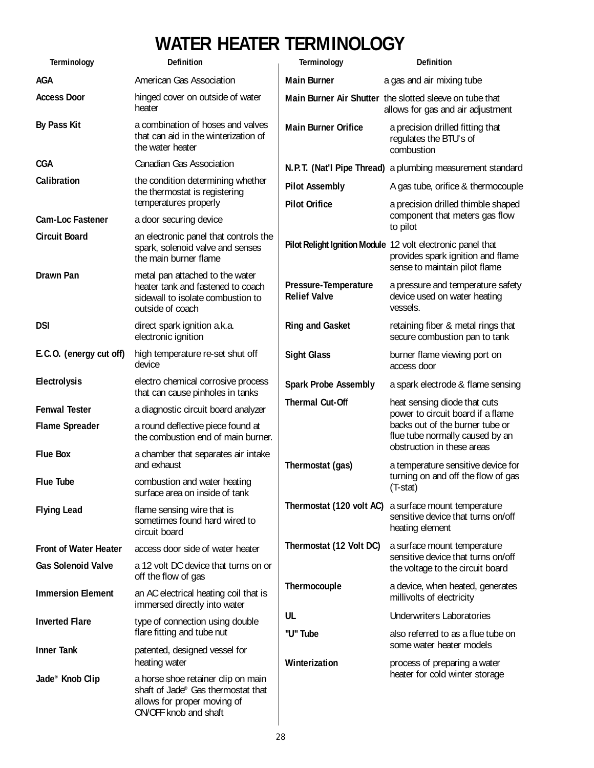# WATER HEATER TERMINOLOGY

| Terminology | Definition |
| --- | --- |
| **AGA** | American Gas Association |
| **Access Door** | hinged cover on outside of water heater |
| **By Pass Kit** | a combination of hoses and valves that can aid in the winterization of the water heater |
| **CGA** | Canadian Gas Association |
| **Calibration** | the condition determining whether the thermostat is registering temperatures properly |
| **Cam-Loc Fastener** | a door securing device |
| **Circuit Board** | an electronic panel that controls the spark, solenoid valve and senses the main burner flame |
| **Drawn Pan** | metal pan attached to the water heater tank and fastened to coach sidewall to isolate combustion to outside of coach |
| **DSI** | direct spark ignition a.k.a. electronic ignition |
| **E.C.O. (energy cut off)** | high temperature re-set shut off device |
| **Electrolysis** | electro chemical corrosive process that can cause pinholes in tanks |
| **Fenwal Tester** | a diagnostic circuit board analyzer |
| **Flame Spreader** | a round deflective piece found at the combustion end of main burner. |
| **Flue Box** | a chamber that separates air intake and exhaust |
| **Flue Tube** | combustion and water heating surface area on inside of tank |
| **Flying Lead** | flame sensing wire that is sometimes found hard wired to circuit board |
| **Front of Water Heater** | access door side of water heater |
| **Gas Solenoid Valve** | a 12 volt DC device that turns on or off the flow of gas |
| **Immersion Element** | an AC electrical heating coil that is immersed directly into water |
| **Inverted Flare** | type of connection using double flare fitting and tube nut |
| **Inner Tank** | patented, designed vessel for heating water |
| **Jade® Knob Clip** | a horse shoe retainer clip on main shaft of Jade® Gas thermostat that allows for proper moving of ON/OFF knob and shaft |
| **Main Burner** | a gas and air mixing tube |
| **Main Burner Air Shutter** | the slotted sleeve on tube that allows for gas and air adjustment |
| **Main Burner Orifice** | a precision drilled fitting that regulates the BTU's of combustion |
| **N.P.T. (Nat'l Pipe Thread)** | a plumbing measurement standard |
| **Pilot Assembly** | A gas tube, orifice & thermocouple |
| **Pilot Orifice** | a precision drilled thimble shaped component that meters gas flow to pilot |
| **Pilot Relight Ignition Module** | 12 volt electronic panel that provides spark ignition and flame sense to maintain pilot flame |
| **Pressure-Temperature Relief Valve** | a pressure and temperature safety device used on water heating vessels. |
| **Ring and Gasket** | retaining fiber & metal rings that secure combustion pan to tank |
| **Sight Glass** | burner flame viewing port on access door |
| **Spark Probe Assembly** | a spark electrode & flame sensing |
| **Thermal Cut-Off** | heat sensing diode that cuts power to circuit board if a flame backs out of the burner tube or flue tube normally caused by an obstruction in these areas |
| **Thermostat (gas)** | a temperature sensitive device for turning on and off the flow of gas (T-stat) |
| **Thermostat (120 volt AC)** | a surface mount temperature sensitive device that turns on/off heating element |
| **Thermostat (12 Volt DC)** | a surface mount temperature sensitive device that turns on/off the voltage to the circuit board |
| **Thermocouple** | a device, when heated, generates millivolts of electricity |
| **UL** | Underwriters Laboratories |
| **"U" Tube** | also referred to as a flue tube on some water heater models |
| **Winterization** | process of preparing a water heater for cold winter storage |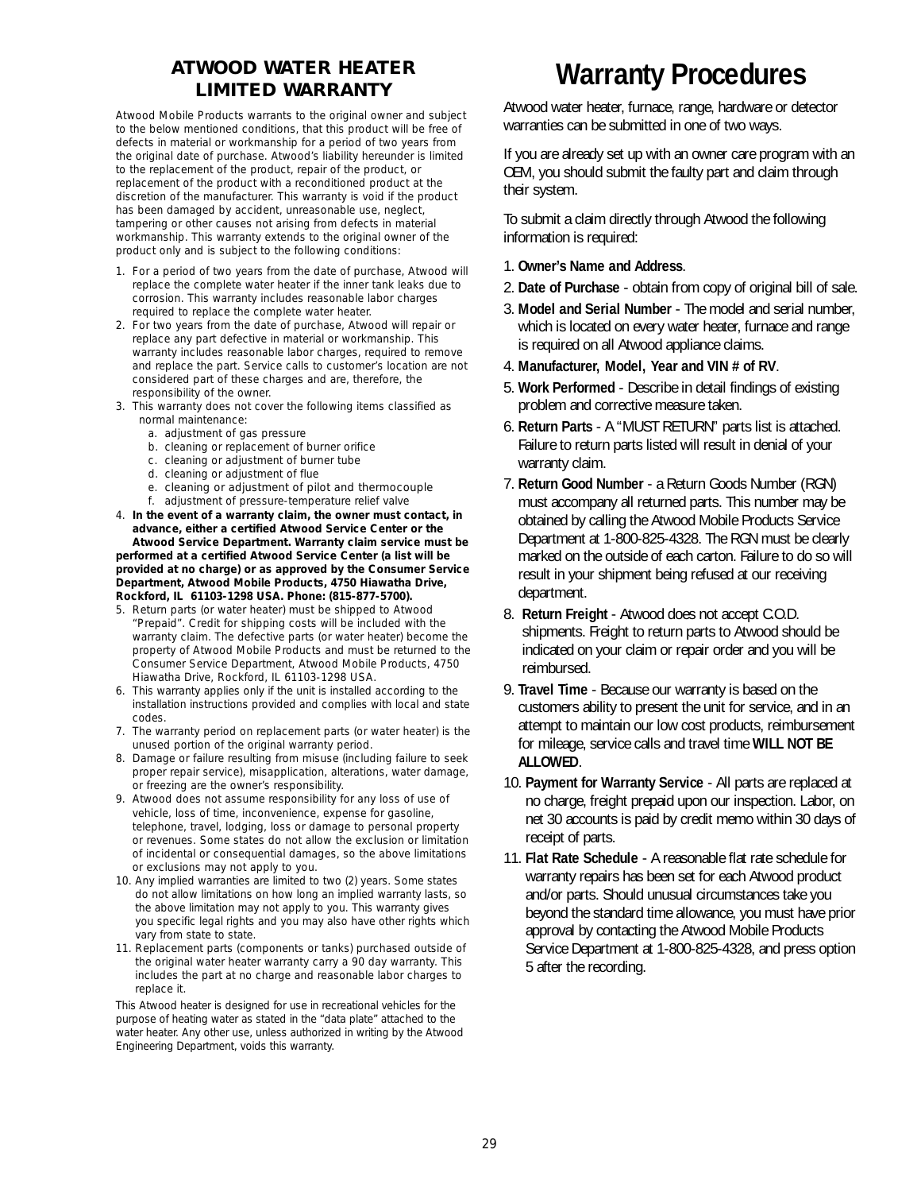## ATWOOD WATER HEATER LIMITED WARRANTY

Atwood Mobile Products warrants to the original owner and subject to the below mentioned conditions, that this product will be free of defects in material or workmanship for a period of two years from the original date of purchase. Atwood's liability hereunder is limited to the replacement of the product, repair of the product, or replacement of the product with a reconditioned product at the discretion of the manufacturer. This warranty is void if the product has been damaged by accident, unreasonable use, neglect, tampering or other causes not arising from defects in material workmanship. This warranty extends to the original owner of the product only and is subject to the following conditions:

1. For a period of two years from the date of purchase, Atwood will replace the complete water heater if the inner tank leaks due to corrosion. This warranty includes reasonable labor charges required to replace the complete water heater.
2. For two years from the date of purchase, Atwood will repair or replace any part defective in material or workmanship. This warranty includes reasonable labor charges, required to remove and replace the part. Service calls to customer's location are not considered part of these charges and are, therefore, the responsibility of the owner.
3. This warranty does not cover the following items classified as normal maintenance:
   a. adjustment of gas pressure
   b. cleaning or replacement of burner orifice
   c. cleaning or adjustment of burner tube
   d. cleaning or adjustment of flue
   e. cleaning or adjustment of pilot and thermocouple
   f. adjustment of pressure-temperature relief valve
4. **In the event of a warranty claim, the owner must contact, in advance, either a certified Atwood Service Center or the Atwood Service Department. Warranty claim service must be performed at a certified Atwood Service Center (a list will be provided at no charge) or as approved by the Consumer Service Department, Atwood Mobile Products, 4750 Hiawatha Drive, Rockford, IL 61103-1298 USA. Phone: (815-877-5700).**
5. Return parts (or water heater) must be shipped to Atwood "Prepaid". Credit for shipping costs will be included with the warranty claim. The defective parts (or water heater) become the property of Atwood Mobile Products and must be returned to the Consumer Service Department, Atwood Mobile Products, 4750 Hiawatha Drive, Rockford, IL 61103-1298 USA.
6. This warranty applies only if the unit is installed according to the installation instructions provided and complies with local and state codes.
7. The warranty period on replacement parts (or water heater) is the unused portion of the original warranty period.
8. Damage or failure resulting from misuse (including failure to seek proper repair service), misapplication, alterations, water damage, or freezing are the owner's responsibility.
9. Atwood does not assume responsibility for any loss of use of vehicle, loss of time, inconvenience, expense for gasoline, telephone, travel, lodging, loss or damage to personal property or revenues. Some states do not allow the exclusion or limitation of incidental or consequential damages, so the above limitations or exclusions may not apply to you.
10. Any implied warranties are limited to two (2) years. Some states do not allow limitations on how long an implied warranty lasts, so the above limitation may not apply to you. This warranty gives you specific legal rights and you may also have other rights which vary from state to state.
11. Replacement parts (components or tanks) purchased outside of the original water heater warranty carry a 90 day warranty. This includes the part at no charge and reasonable labor charges to replace it.

This Atwood heater is designed for use in recreational vehicles for the purpose of heating water as stated in the "data plate" attached to the water heater. Any other use, unless authorized in writing by the Atwood Engineering Department, voids this warranty.

# Warranty Procedures

Atwood water heater, furnace, range, hardware or detector warranties can be submitted in one of two ways.

If you are already set up with an owner care program with an OEM, you should submit the faulty part and claim through their system.

To submit a claim directly through Atwood the following information is required:

1. **Owner's Name and Address**.
2. **Date of Purchase** - obtain from copy of original bill of sale.
3. **Model and Serial Number** - The model and serial number, which is located on every water heater, furnace and range is required on all Atwood appliance claims.
4. **Manufacturer, Model, Year and VIN # of RV**.
5. **Work Performed** - Describe in detail findings of existing problem and corrective measure taken.
6. **Return Parts** - A "MUST RETURN" parts list is attached. Failure to return parts listed will result in denial of your warranty claim.
7. **Return Good Number** - a Return Goods Number (RGN) must accompany all returned parts. This number may be obtained by calling the Atwood Mobile Products Service Department at 1-800-825-4328. The RGN must be clearly marked on the outside of each carton. Failure to do so will result in your shipment being refused at our receiving department.
8. **Return Freight** - Atwood does not accept C.O.D. shipments. Freight to return parts to Atwood should be indicated on your claim or repair order and you will be reimbursed.
9. **Travel Time** - Because our warranty is based on the customers ability to present the unit for service, and in an attempt to maintain our low cost products, reimbursement for mileage, service calls and travel time **WILL NOT BE ALLOWED**.
10. **Payment for Warranty Service** - All parts are replaced at no charge, freight prepaid upon our inspection. Labor, on net 30 accounts is paid by credit memo within 30 days of receipt of parts.
11. **Flat Rate Schedule** - A reasonable flat rate schedule for warranty repairs has been set for each Atwood product and/or parts. Should unusual circumstances take you beyond the standard time allowance, you must have prior approval by contacting the Atwood Mobile Products Service Department at 1-800-825-4328, and press option 5 after the recording.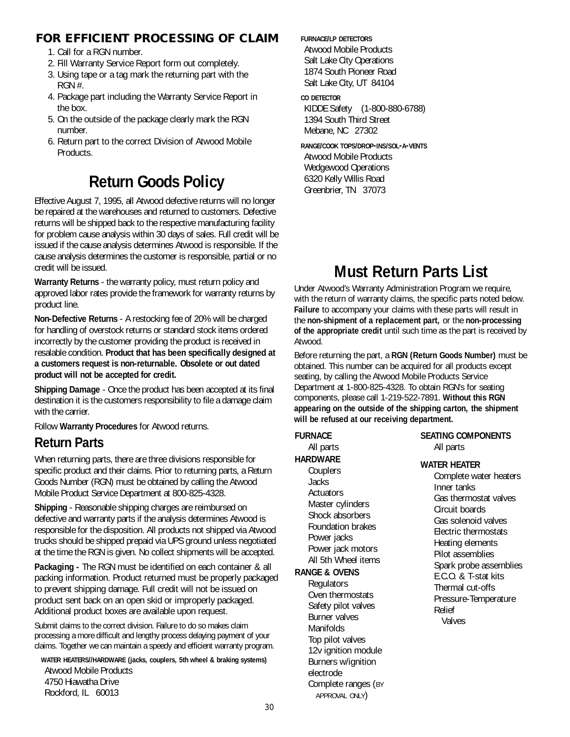## FOR EFFICIENT PROCESSING OF CLAIM

1. Call for a RGN number.
2. Fill Warranty Service Report form out completely.
3. Using tape or a tag mark the returning part with the RGN #.
4. Package part including the Warranty Service Report in the box.
5. On the outside of the package clearly mark the RGN number.
6. Return part to the correct Division of Atwood Mobile Products.

# Return Goods Policy

Effective August 7, 1995, all Atwood defective returns will no longer be repaired at the warehouses and returned to customers. Defective returns will be shipped back to the respective manufacturing facility for problem cause analysis within 30 days of sales. Full credit will be issued if the cause analysis determines Atwood is responsible. If the cause analysis determines the customer is responsible, partial or no credit will be issued.

**Warranty Returns** - the warranty policy, must return policy and approved labor rates provide the framework for warranty returns by product line.

**Non-Defective Returns** - A restocking fee of 20% will be charged for handling of overstock returns or standard stock items ordered incorrectly by the customer providing the product is received in resalable condition. **Product that has been specifically designed at a customers request is non-returnable. Obsolete or out dated product will not be accepted for credit.**

**Shipping Damage** - Once the product has been accepted at its final destination it is the customers responsibility to file a damage claim with the carrier.

Follow **Warranty Procedures** for Atwood returns.

## Return Parts

When returning parts, there are three divisions responsible for specific product and their claims. Prior to returning parts, a Return Goods Number (RGN) must be obtained by calling the Atwood Mobile Product Service Department at 800-825-4328.

**Shipping** - Reasonable shipping charges are reimbursed on defective and warranty parts if the analysis determines Atwood is responsible for the disposition. All products not shipped via Atwood trucks should be shipped prepaid via UPS ground unless negotiated at the time the RGN is given. No collect shipments will be accepted.

**Packaging -** The RGN must be identified on each container & all packing information. Product returned must be properly packaged to prevent shipping damage. Full credit will not be issued on product sent back on an open skid or improperly packaged. Additional product boxes are available upon request.

Submit claims to the correct division. Failure to do so makes claim processing a more difficult and lengthy process delaying payment of your claims. Together we can maintain a speedy and efficient warranty program.

**WATER HEATERS//HARDWARE (jacks, couplers, 5th wheel & braking systems)**
Atwood Mobile Products
4750 Hiawatha Drive
Rockford, IL 60013

**FURNACE/LP DETECTORS**
Atwood Mobile Products
Salt Lake City Operations
1874 South Pioneer Road
Salt Lake City, UT 84104

**CO DETECTOR**
KIDDE Safety (1-800-880-6788)
1394 South Third Street
Mebane, NC 27302

**RANGE/COOK TOPS/DROP-INS/SOL-A-VENTS**
Atwood Mobile Products
Wedgewood Operations
6320 Kelly Willis Road
Greenbrier, TN 37073

# Must Return Parts List

Under Atwood's Warranty Administration Program we require, with the return of warranty claims, the specific parts noted below. **Failure** to accompany your claims with these parts will result in the **non-shipment of a replacement part,** or the **non-processing of the appropriate credit** until such time as the part is received by Atwood.

Before returning the part, a **RGN (Return Goods Number)** must be obtained. This number can be acquired for all products except seating, by calling the Atwood Mobile Products Service Department at 1-800-825-4328. To obtain RGN's for seating components, please call 1-219-522-7891. **Without this RGN appearing on the outside of the shipping carton, the shipment will be refused at our receiving department.**

**FURNACE**
- All parts

**HARDWARE**
- Couplers
- Jacks
- Actuators
- Master cylinders
- Shock absorbers
- Foundation brakes
- Power jacks
- Power jack motors
- All 5th Wheel items

**RANGE & OVENS**
- Regulators
- Oven thermostats
- Safety pilot valves
- Burner valves
- Manifolds
- Top pilot valves
- 12v ignition module
- Burners w/ignition electrode
- Complete ranges (BY APPROVAL ONLY)

**SEATING COMPONENTS**
- All parts

**WATER HEATER**
- Complete water heaters
- Inner tanks
- Gas thermostat valves
- Circuit boards
- Gas solenoid valves
- Electric thermostats
- Heating elements
- Pilot assemblies
- Spark probe assemblies
- E.C.O. & T-stat kits
- Thermal cut-offs
- Pressure-Temperature Relief Valves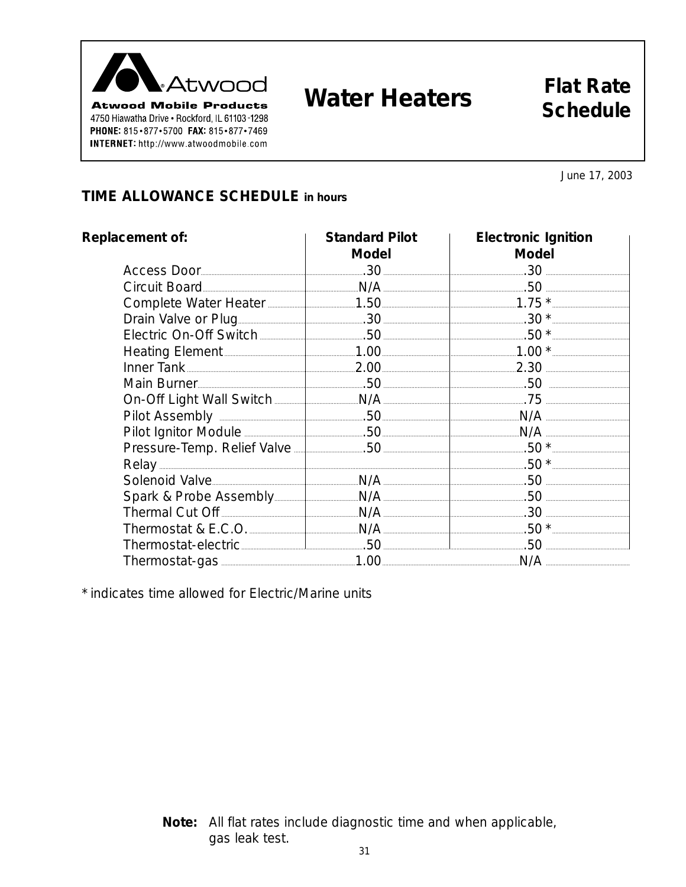Atwood

**Atwood Mobile Products**

4750 Hiawatha Drive • Rockford, IL 61103-1298

**PHONE:** 815•877•5700 **FAX:** 815•877•7469

**INTERNET:** http://www.atwoodmobile.com

# Water Heaters

# Flat Rate Schedule

June 17, 2003

## TIME ALLOWANCE SCHEDULE in hours

| Replacement of: | Standard Pilot Model | Electronic Ignition Model |
|---|---|---|
| Access Door | .30 | .30 |
| Circuit Board | N/A | .50 |
| Complete Water Heater | 1.50 | 1.75 * |
| Drain Valve or Plug | .30 | .30 * |
| Electric On-Off Switch | .50 | .50 * |
| Heating Element | 1.00 | 1.00 * |
| Inner Tank | 2.00 | 2.30 |
| Main Burner | .50 | .50 |
| On-Off Light Wall Switch | N/A | .75 |
| Pilot Assembly | .50 | N/A |
| Pilot Ignitor Module | .50 | N/A |
| Pressure-Temp. Relief Valve | .50 | .50 * |
| Relay | | .50 * |
| Solenoid Valve | N/A | .50 |
| Spark & Probe Assembly | N/A | .50 |
| Thermal Cut Off | N/A | .30 |
| Thermostat & E.C.O. | N/A | .50 * |
| Thermostat-electric | .50 | .50 |
| Thermostat-gas | 1.00 | N/A |

* indicates time allowed for Electric/Marine units

**Note:** All flat rates include diagnostic time and when applicable, gas leak test.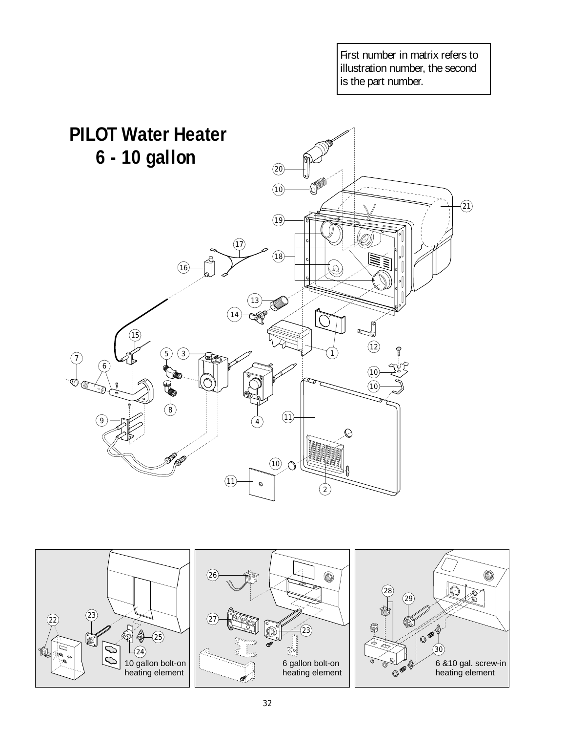First number in matrix refers to illustration number, the second is the part number.

# PILOT Water Heater 6 - 10 gallon

20
10
21
19
17
18
16
13
14
15
1
12
7
5
3
6
10
10
8
9
4
11
10
11
2

22
23
25
24
10 gallon bolt-on heating element

26
27
23
6 gallon bolt-on heating element

28
29
30
6 &10 gal. screw-in heating element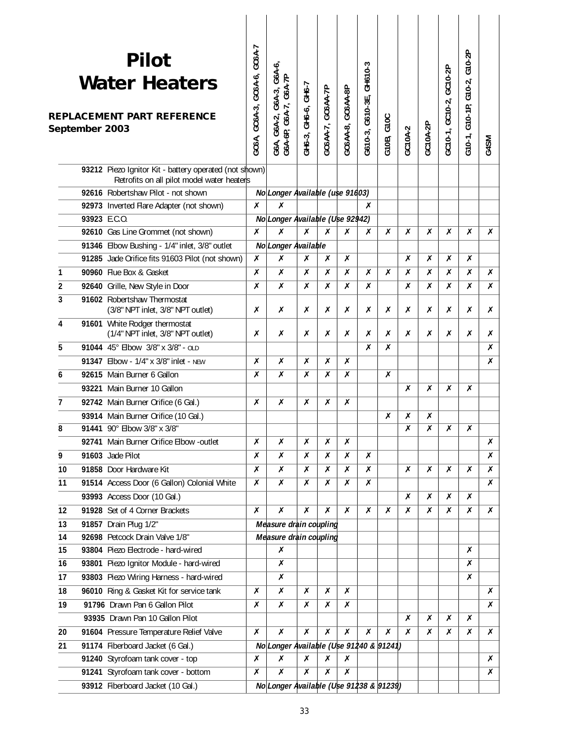# Pilot Water Heaters

**REPLACEMENT PART REFERENCE**
**September 2003**

| | | GC6A, GC6A-3, GC6A-6, GC6A-7 | G6A, G6A-2, G6A-3, G6A-6, G6A-6P, G6A-7, G6A-7P | GH6-3, GH6-6, GH6-7 | GC6AA-7, GC6AA-7P | GC6AA-8, GC6AA-8P | G610-3, G610-3E, GH610-3 | G10B, G10C | GC10A-2 | GC10A-2P | GC10-1, GC10-2, GC10-2P | G10-1, G10-1P, G10-2, G10-2P | G4SM |
|---|---|---|---|---|---|---|---|---|---|---|---|---|---|
| | **93212** Piezo Ignitor Kit - battery operated (not shown) Retrofits on all pilot model water heaters | | | | | | | | | | | | |
| | **92616** Robertshaw Pilot - not shown | *No Longer Available (use 91603)* | | | | | | | | | | | |
| | **92973** Inverted Flare Adapter (not shown) | ✗ | ✗ | | | | ✗ | | | | | | |
| | **93923** E.C.O. | *No Longer Available (Use 92942)* | | | | | | | | | | | |
| | **92610** Gas Line Grommet (not shown) | ✗ | ✗ | ✗ | ✗ | ✗ | ✗ | ✗ | ✗ | ✗ | ✗ | ✗ | ✗ |
| | **91346** Elbow Bushing - 1/4" inlet, 3/8" outlet | *No Longer Available* | | | | | | | | | | | |
| | **91285** Jade Orifice fits 91603 Pilot (not shown) | ✗ | ✗ | ✗ | ✗ | ✗ | | | ✗ | ✗ | ✗ | ✗ | |
| 1 | **90960** Flue Box & Gasket | ✗ | ✗ | ✗ | ✗ | ✗ | ✗ | ✗ | ✗ | ✗ | ✗ | ✗ | ✗ |
| 2 | **92640** Grille, New Style in Door | ✗ | ✗ | ✗ | ✗ | ✗ | ✗ | | ✗ | ✗ | ✗ | ✗ | ✗ |
| 3 | **91602** Robertshaw Thermostat (3/8" NPT inlet, 3/8" NPT outlet) | ✗ | ✗ | ✗ | ✗ | ✗ | ✗ | ✗ | ✗ | ✗ | ✗ | ✗ | ✗ |
| 4 | **91601** White Rodger thermostat (1/4" NPT inlet, 3/8" NPT outlet) | ✗ | ✗ | ✗ | ✗ | ✗ | ✗ | ✗ | ✗ | ✗ | ✗ | ✗ | ✗ |
| 5 | **91044** 45° Elbow 3/8" x 3/8" - OLD | | | | | | ✗ | ✗ | | | | | ✗ |
| | **91347** Elbow - 1/4" x 3/8" inlet - NEW | ✗ | ✗ | ✗ | ✗ | ✗ | | | | | | | ✗ |
| 6 | **92615** Main Burner 6 Gallon | ✗ | ✗ | ✗ | ✗ | ✗ | | ✗ | | | | | |
| | **93221** Main Burner 10 Gallon | | | | | | | | ✗ | ✗ | ✗ | ✗ | |
| 7 | **92742** Main Burner Orifice (6 Gal.) | ✗ | ✗ | ✗ | ✗ | ✗ | | | | | | | |
| | **93914** Main Burner Orifice (10 Gal.) | | | | | | | ✗ | ✗ | ✗ | | | |
| 8 | **91441** 90° Elbow 3/8" x 3/8" | | | | | | | | ✗ | ✗ | ✗ | ✗ | |
| | **92741** Main Burner Orifice Elbow -outlet | ✗ | ✗ | ✗ | ✗ | ✗ | | | | | | | ✗ |
| 9 | **91603** Jade Pilot | ✗ | ✗ | ✗ | ✗ | ✗ | ✗ | | | | | | ✗ |
| 10 | **91858** Door Hardware Kit | ✗ | ✗ | ✗ | ✗ | ✗ | ✗ | | ✗ | ✗ | ✗ | ✗ | ✗ |
| 11 | **91514** Access Door (6 Gallon) Colonial White | ✗ | ✗ | ✗ | ✗ | ✗ | ✗ | | | | | | ✗ |
| | **93993** Access Door (10 Gal.) | | | | | | | | ✗ | ✗ | ✗ | ✗ | |
| 12 | **91928** Set of 4 Corner Brackets | ✗ | ✗ | ✗ | ✗ | ✗ | ✗ | ✗ | ✗ | ✗ | ✗ | ✗ | ✗ |
| 13 | **91857** Drain Plug 1/2" | *Measure drain coupling* | | | | | | | | | | | |
| 14 | **92698** Petcock Drain Valve 1/8" | *Measure drain coupling* | | | | | | | | | | | |
| 15 | **93804** Piezo Electrode - hard-wired | | ✗ | | | | | | | | | ✗ | |
| 16 | **93801** Piezo Ignitor Module - hard-wired | | ✗ | | | | | | | | | ✗ | |
| 17 | **93803** Piezo Wiring Harness - hard-wired | | ✗ | | | | | | | | | ✗ | |
| 18 | **96010** Ring & Gasket Kit for service tank | ✗ | ✗ | ✗ | ✗ | ✗ | | | | | | | ✗ |
| 19 | **91796** Drawn Pan 6 Gallon Pilot | ✗ | ✗ | ✗ | ✗ | ✗ | | | | | | | ✗ |
| | **93935** Drawn Pan 10 Gallon Pilot | | | | | | | | ✗ | ✗ | ✗ | ✗ | |
| 20 | **91604** Pressure Temperature Relief Valve | ✗ | ✗ | ✗ | ✗ | ✗ | ✗ | ✗ | ✗ | ✗ | ✗ | ✗ | ✗ |
| 21 | **91174** Fiberboard Jacket (6 Gal.) | *No Longer Available (Use 91240 & 91241)* | | | | | | | | | | | |
| | **91240** Styrofoam tank cover - top | ✗ | ✗ | ✗ | ✗ | ✗ | | | | | | | ✗ |
| | **91241** Styrofoam tank cover - bottom | ✗ | ✗ | ✗ | ✗ | ✗ | | | | | | | ✗ |
| | **93912** Fiberboard Jacket (10 Gal.) | *No Longer Available (Use 91238 & 91239)* | | | | | | | | | | | |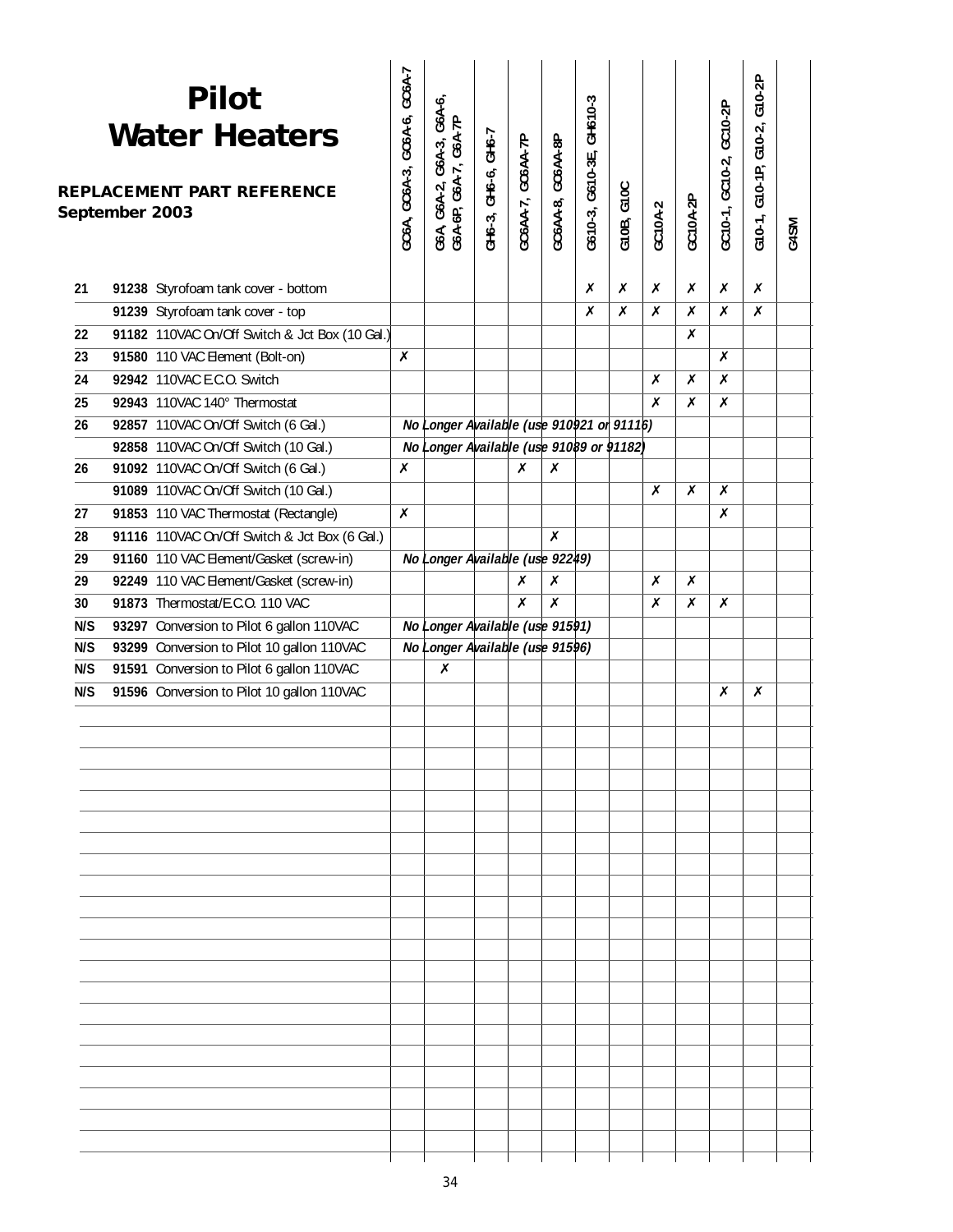# Pilot Water Heaters

**REPLACEMENT PART REFERENCE**
**September 2003**

| | | | GC6A, GC6A-3, GC6A-6, GC6A-7 | G6A, G6A-2, G6A-3, G6A-6, G6A-6P, G6A-7, G6A-7P | GH6-3, GH6-6, GH6-7 | GC6AA-7, GC6AA-7P | GC6AA-8, GC6AA-8P | G610-3, G610-3E, GH610-3 | G10B, G10C | GC10A-2 | GC10A-2P | GC10-1, GC10-2, GC10-2P | G10-1, G10-1P, G10-2, G10-2P | G4SM |
|---|---|---|---|---|---|---|---|---|---|---|---|---|---|---|
| 21 | **91238** | Styrofoam tank cover - bottom | | | | | | ✗ | ✗ | ✗ | ✗ | ✗ | ✗ | |
| | **91239** | Styrofoam tank cover - top | | | | | | ✗ | ✗ | ✗ | ✗ | ✗ | ✗ | |
| 22 | **91182** | 110VAC On/Off Switch & Jct Box (10 Gal.) | | | | | | | | | ✗ | | | |
| 23 | **91580** | 110 VAC Element (Bolt-on) | ✗ | | | | | | | | | ✗ | | |
| 24 | **92942** | 110VAC E.C.O. Switch | | | | | | | | ✗ | ✗ | ✗ | | |
| 25 | **92943** | 110VAC 140° Thermostat | | | | | | | | ✗ | ✗ | ✗ | | |
| 26 | **92857** | 110VAC On/Off Switch (6 Gal.) | *No Longer Available (use 910921 or 91116)* | | | | | | | | | | | |
| | **92858** | 110VAC On/Off Switch (10 Gal.) | *No Longer Available (use 91089 or 91182)* | | | | | | | | | | | |
| 26 | **91092** | 110VAC On/Off Switch (6 Gal.) | ✗ | | | ✗ | ✗ | | | | | | | |
| | **91089** | 110VAC On/Off Switch (10 Gal.) | | | | | | | | ✗ | ✗ | ✗ | | |
| 27 | **91853** | 110 VAC Thermostat (Rectangle) | ✗ | | | | | | | | | ✗ | | |
| 28 | **91116** | 110VAC On/Off Switch & Jct Box (6 Gal.) | | | | | ✗ | | | | | | | |
| 29 | **91160** | 110 VAC Element/Gasket (screw-in) | *No Longer Available (use 92249)* | | | | | | | | | | | |
| 29 | **92249** | 110 VAC Element/Gasket (screw-in) | | | | ✗ | ✗ | | | ✗ | ✗ | | | |
| 30 | **91873** | Thermostat/E.C.O. 110 VAC | | | | ✗ | ✗ | | | ✗ | ✗ | ✗ | | |
| N/S | **93297** | Conversion to Pilot 6 gallon 110VAC | *No Longer Available (use 91591)* | | | | | | | | | | | |
| N/S | **93299** | Conversion to Pilot 10 gallon 110VAC | *No Longer Available (use 91596)* | | | | | | | | | | | |
| N/S | **91591** | Conversion to Pilot 6 gallon 110VAC | | ✗ | | | | | | | | | | |
| N/S | **91596** | Conversion to Pilot 10 gallon 110VAC | | | | | | | | | | ✗ | ✗ | |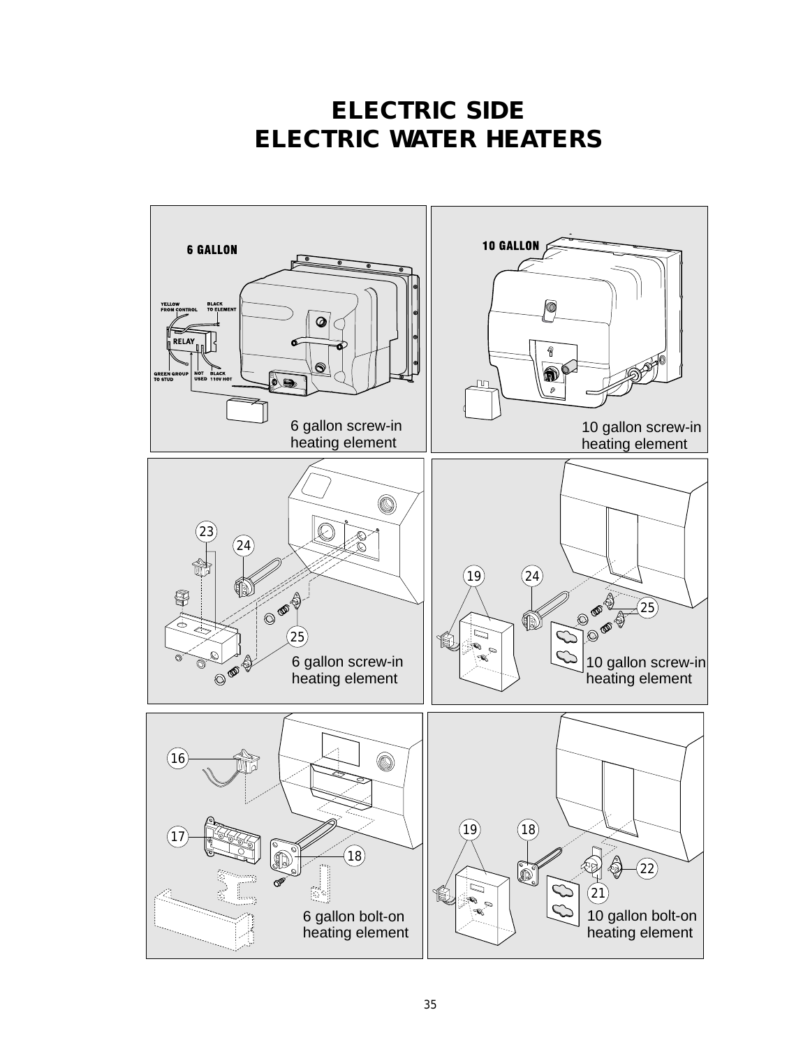# ELECTRIC SIDE
# ELECTRIC WATER HEATERS

6 GALLON

YELLOW FROM CONTROL

BLACK TO ELEMENT

RELAY

GREEN GROUP TO STUD

NOT USED

BLACK 110V HOT

6 gallon screw-in heating element

10 GALLON

10 gallon screw-in heating element

23

24

25

6 gallon screw-in heating element

19

24

25

10 gallon screw-in heating element

16

17

18

6 gallon bolt-on heating element

19

18

22

21

10 gallon bolt-on heating element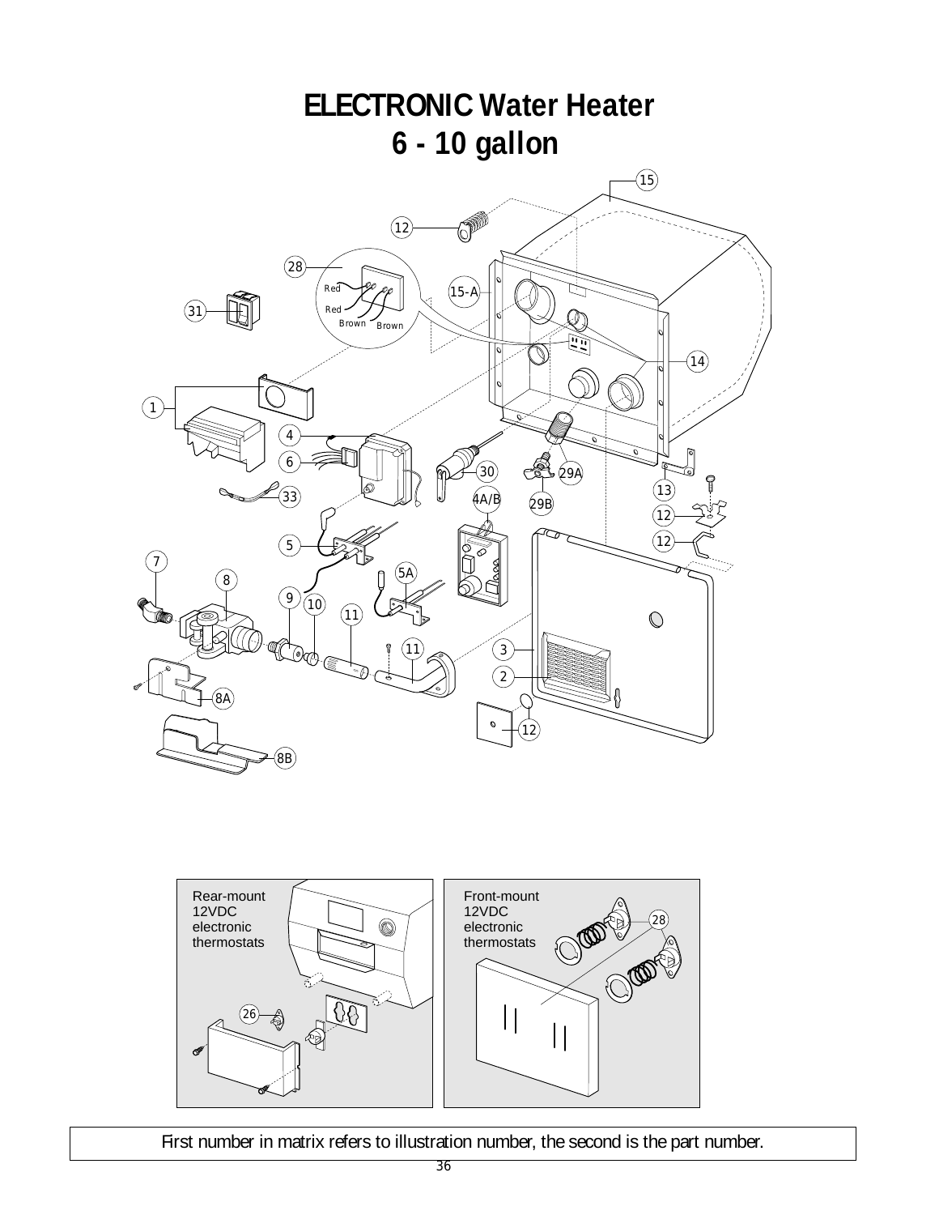# ELECTRONIC Water Heater
# 6 - 10 gallon

15
12
28
Red
Red
Brown
Brown
15-A
31
14
1
4
6
30
29A
13
33
4A/B
29B
12
12
5
7
8
5A
9
10
11
11
3
2
8A
12
8B

Rear-mount
12VDC
electronic
thermostats

26

Front-mount
12VDC
electronic
thermostats

28

First number in matrix refers to illustration number, the second is the part number.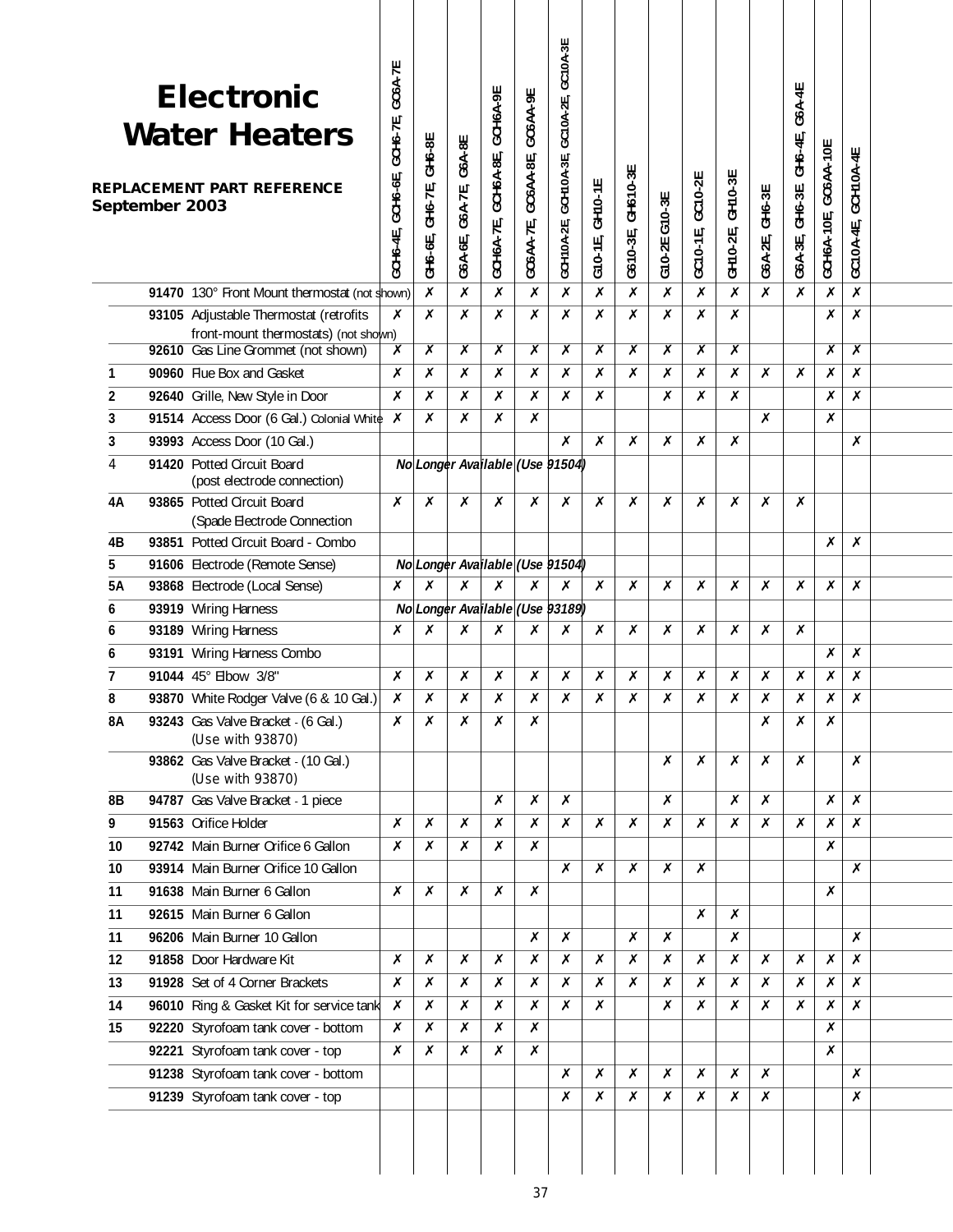# Electronic Water Heaters

**REPLACEMENT PART REFERENCE**
**September 2003**

| | Part No. | Description | GCH6-4E, GCH6-6E, GCH6-7E, GC6A-7E | GH6-6E, GH6-7E, GH6-8E | G6A-6E, G6A-7E, G6A-8E | GCH6A-7E, GCH6A-8E, GCH6A-9E | GC6AA-7E, GC6AA-8E, GC6AA-9E | GCH10A-2E, GCH10A-3E, GC10A-2E, GC10A-3E | G10-1E, GH10-1E | G610-3E, GH610-3E | G10-2E G10-3E | GC10-1E, GC10-2E | GH10-2E, GH10-3E | G6A-2E, GH6-3E | G6A-3E, GH6-3E, GH6-4E, G6A-4E | GCH6A-10E, GC6AA-10E | GC10A-4E, GCH10A-4E |
|---|---|---|---|---|---|---|---|---|---|---|---|---|---|---|---|---|---|
| | **91470** | 130° Front Mount thermostat (not shown) | | ✗ | ✗ | ✗ | ✗ | ✗ | ✗ | ✗ | ✗ | ✗ | ✗ | ✗ | ✗ | ✗ | ✗ |
| | **93105** | Adjustable Thermostat (retrofits front-mount thermostats) (not shown) | ✗ | ✗ | ✗ | ✗ | ✗ | ✗ | ✗ | ✗ | ✗ | ✗ | ✗ | | | ✗ | ✗ |
| | **92610** | Gas Line Grommet (not shown) | ✗ | ✗ | ✗ | ✗ | ✗ | ✗ | ✗ | ✗ | ✗ | ✗ | ✗ | | | ✗ | ✗ |
| 1 | **90960** | Flue Box and Gasket | ✗ | ✗ | ✗ | ✗ | ✗ | ✗ | ✗ | ✗ | ✗ | ✗ | ✗ | ✗ | ✗ | ✗ | ✗ |
| 2 | **92640** | Grille, New Style in Door | ✗ | ✗ | ✗ | ✗ | ✗ | ✗ | ✗ | | ✗ | ✗ | ✗ | | | ✗ | ✗ |
| 3 | **91514** | Access Door (6 Gal.) Colonial White | ✗ | ✗ | ✗ | ✗ | ✗ | | | | | | | ✗ | | ✗ | |
| 3 | **93993** | Access Door (10 Gal.) | | | | | | ✗ | ✗ | ✗ | ✗ | ✗ | ✗ | | | | ✗ |
| 4 | **91420** | Potted Circuit Board (post electrode connection) | *No Longer Available (Use 91504)* | | | | | | | | | | | | | | |
| 4A | **93865** | Potted Circuit Board (Spade Electrode Connection | ✗ | ✗ | ✗ | ✗ | ✗ | ✗ | ✗ | ✗ | ✗ | ✗ | ✗ | ✗ | ✗ | | |
| 4B | **93851** | Potted Circuit Board - Combo | | | | | | | | | | | | | | ✗ | ✗ |
| 5 | **91606** | Electrode (Remote Sense) | *No Longer Available (Use 91504)* | | | | | | | | | | | | | | |
| 5A | **93868** | Electrode (Local Sense) | ✗ | ✗ | ✗ | ✗ | ✗ | ✗ | ✗ | ✗ | ✗ | ✗ | ✗ | ✗ | ✗ | ✗ | ✗ |
| 6 | **93919** | Wiring Harness | *No Longer Available (Use 93189)* | | | | | | | | | | | | | | |
| 6 | **93189** | Wiring Harness | ✗ | ✗ | ✗ | ✗ | ✗ | ✗ | ✗ | ✗ | ✗ | ✗ | ✗ | ✗ | ✗ | | |
| 6 | **93191** | Wiring Harness Combo | | | | | | | | | | | | | | ✗ | ✗ |
| 7 | **91044** | 45° Elbow 3/8" | ✗ | ✗ | ✗ | ✗ | ✗ | ✗ | ✗ | ✗ | ✗ | ✗ | ✗ | ✗ | ✗ | ✗ | ✗ |
| 8 | **93870** | White Rodger Valve (6 & 10 Gal.) | ✗ | ✗ | ✗ | ✗ | ✗ | ✗ | ✗ | ✗ | ✗ | ✗ | ✗ | ✗ | ✗ | ✗ | ✗ |
| 8A | **93243** | Gas Valve Bracket - (6 Gal.) (Use with 93870) | ✗ | ✗ | ✗ | ✗ | ✗ | | | | | | | ✗ | ✗ | ✗ | |
| | **93862** | Gas Valve Bracket - (10 Gal.) (Use with 93870) | | | | | | | | | ✗ | ✗ | ✗ | ✗ | ✗ | | ✗ |
| 8B | **94787** | Gas Valve Bracket - 1 piece | | | | ✗ | ✗ | ✗ | | | ✗ | | ✗ | ✗ | | ✗ | ✗ |
| 9 | **91563** | Orifice Holder | ✗ | ✗ | ✗ | ✗ | ✗ | ✗ | ✗ | ✗ | ✗ | ✗ | ✗ | ✗ | ✗ | ✗ | ✗ |
| 10 | **92742** | Main Burner Orifice 6 Gallon | ✗ | ✗ | ✗ | ✗ | ✗ | | | | | | | | | ✗ | |
| 10 | **93914** | Main Burner Orifice 10 Gallon | | | | | | ✗ | ✗ | ✗ | ✗ | ✗ | | | | | ✗ |
| 11 | **91638** | Main Burner 6 Gallon | ✗ | ✗ | ✗ | ✗ | ✗ | | | | | | | | | ✗ | |
| 11 | **92615** | Main Burner 6 Gallon | | | | | | | | | | ✗ | ✗ | | | | |
| 11 | **96206** | Main Burner 10 Gallon | | | | | ✗ | ✗ | | ✗ | ✗ | | ✗ | | | | ✗ |
| 12 | **91858** | Door Hardware Kit | ✗ | ✗ | ✗ | ✗ | ✗ | ✗ | ✗ | ✗ | ✗ | ✗ | ✗ | ✗ | ✗ | ✗ | ✗ |
| 13 | **91928** | Set of 4 Corner Brackets | ✗ | ✗ | ✗ | ✗ | ✗ | ✗ | ✗ | ✗ | ✗ | ✗ | ✗ | ✗ | ✗ | ✗ | ✗ |
| 14 | **96010** | Ring & Gasket Kit for service tank | ✗ | ✗ | ✗ | ✗ | ✗ | ✗ | ✗ | | ✗ | ✗ | ✗ | ✗ | ✗ | ✗ | ✗ |
| 15 | **92220** | Styrofoam tank cover - bottom | ✗ | ✗ | ✗ | ✗ | ✗ | | | | | | | | | ✗ | |
| | **92221** | Styrofoam tank cover - top | ✗ | ✗ | ✗ | ✗ | ✗ | | | | | | | | | ✗ | |
| | **91238** | Styrofoam tank cover - bottom | | | | | | ✗ | ✗ | ✗ | ✗ | ✗ | ✗ | ✗ | | | ✗ |
| | **91239** | Styrofoam tank cover - top | | | | | | ✗ | ✗ | ✗ | ✗ | ✗ | ✗ | ✗ | | | ✗ |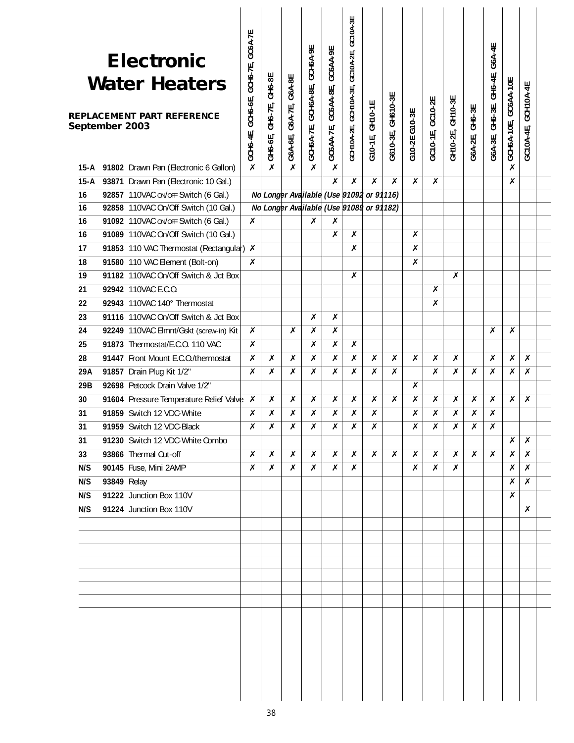# Electronic Water Heaters

**REPLACEMENT PART REFERENCE**
**September 2003**

| | | | GCH6-4E, GCH6-6E, GCH6-7E, GC6A-7E | GH6-6E, GH6-7E, GH6-8E | G6A-6E, G6A-7E, G6A-8E | GCH6A-7E, GCH6A-8E, GCH6A-9E | GC6AA-7E, GC6AA-8E, GC6AA-9E | GCH10A-2E, GCH10A-3E, GC10A-2E, GC10A-3E | G10-1E, GH10-1E | G610-3E, GH610-3E | G10-2E G10-3E | GC10-1E, GC10-2E | GH10-2E, GH10-3E | G6A-2E, GH6-3E | G6A-3E, GH6-3E, GH6-4E, G6A-4E | GCH6A-10E, GC6AA-10E | GC10A-4E, GCH10A-4E |
|---|---|---|---|---|---|---|---|---|---|---|---|---|---|---|---|---|---|
| 15-A | 91802 | Drawn Pan (Electronic 6 Gallon) | ✗ | ✗ | ✗ | ✗ | ✗ | | | | | | | | | ✗ | |
| 15-A | 93871 | Drawn Pan (Electronic 10 Gal.) | | | | | ✗ | ✗ | ✗ | ✗ | ✗ | ✗ | | | | ✗ | |
| 16 | 92857 | 110VAC ON/OFF Switch (6 Gal.) | | *No Longer Available (Use 91092 or 91116)* | | | | | | | | | | | | | |
| 16 | 92858 | 110VAC On/Off Switch (10 Gal.) | | *No Longer Available (Use 91089 or 91182)* | | | | | | | | | | | | | |
| 16 | 91092 | 110VAC ON/OFF Switch (6 Gal.) | ✗ | | | ✗ | ✗ | | | | | | | | | | |
| 16 | 91089 | 110VAC On/Off Switch (10 Gal.) | | | | | ✗ | ✗ | | | ✗ | | | | | | |
| 17 | 91853 | 110 VAC Thermostat (Rectangular) | ✗ | | | | | ✗ | | | ✗ | | | | | | |
| 18 | 91580 | 110 VAC Element (Bolt-on) | ✗ | | | | | | | | ✗ | | | | | | |
| 19 | 91182 | 110VAC On/Off Switch & Jct Box | | | | | | ✗ | | | | | ✗ | | | | |
| 21 | 92942 | 110VAC E.C.O. | | | | | | | | | | ✗ | | | | | |
| 22 | 92943 | 110VAC 140° Thermostat | | | | | | | | | | ✗ | | | | | |
| 23 | 91116 | 110VAC On/Off Switch & Jct Box | | | | ✗ | ✗ | | | | | | | | | | |
| 24 | 92249 | 110VAC Elmnt/Gskt (screw-in) Kit | ✗ | | ✗ | ✗ | ✗ | | | | | | | | ✗ | ✗ | |
| 25 | 91873 | Thermostat/E.C.O. 110 VAC | ✗ | | | ✗ | ✗ | ✗ | | | | | | | | | |
| 28 | 91447 | Front Mount E.C.O./thermostat | ✗ | ✗ | ✗ | ✗ | ✗ | ✗ | ✗ | ✗ | ✗ | ✗ | ✗ | | ✗ | ✗ | ✗ |
| 29A | 91857 | Drain Plug Kit 1/2" | ✗ | ✗ | ✗ | ✗ | ✗ | ✗ | ✗ | ✗ | | ✗ | ✗ | ✗ | ✗ | ✗ | ✗ |
| 29B | 92698 | Petcock Drain Valve 1/2" | | | | | | | | | ✗ | | | | | | |
| 30 | 91604 | Pressure Temperature Relief Valve | ✗ | ✗ | ✗ | ✗ | ✗ | ✗ | ✗ | ✗ | ✗ | ✗ | ✗ | ✗ | ✗ | ✗ | ✗ |
| 31 | 91859 | Switch 12 VDC-White | ✗ | ✗ | ✗ | ✗ | ✗ | ✗ | ✗ | | ✗ | ✗ | ✗ | ✗ | ✗ | | |
| 31 | 91959 | Switch 12 VDC-Black | ✗ | ✗ | ✗ | ✗ | ✗ | ✗ | ✗ | | ✗ | ✗ | ✗ | ✗ | ✗ | | |
| 31 | 91230 | Switch 12 VDC-White Combo | | | | | | | | | | | | | | ✗ | ✗ |
| 33 | 93866 | Thermal Cut-off | ✗ | ✗ | ✗ | ✗ | ✗ | ✗ | ✗ | ✗ | ✗ | ✗ | ✗ | ✗ | ✗ | ✗ | ✗ |
| N/S | 90145 | Fuse, Mini 2AMP | ✗ | ✗ | ✗ | ✗ | ✗ | ✗ | | | ✗ | ✗ | ✗ | | | ✗ | ✗ |
| N/S | 93849 | Relay | | | | | | | | | | | | | | ✗ | ✗ |
| N/S | 91222 | Junction Box 110V | | | | | | | | | | | | | | ✗ | |
| N/S | 91224 | Junction Box 110V | | | | | | | | | | | | | | | ✗ |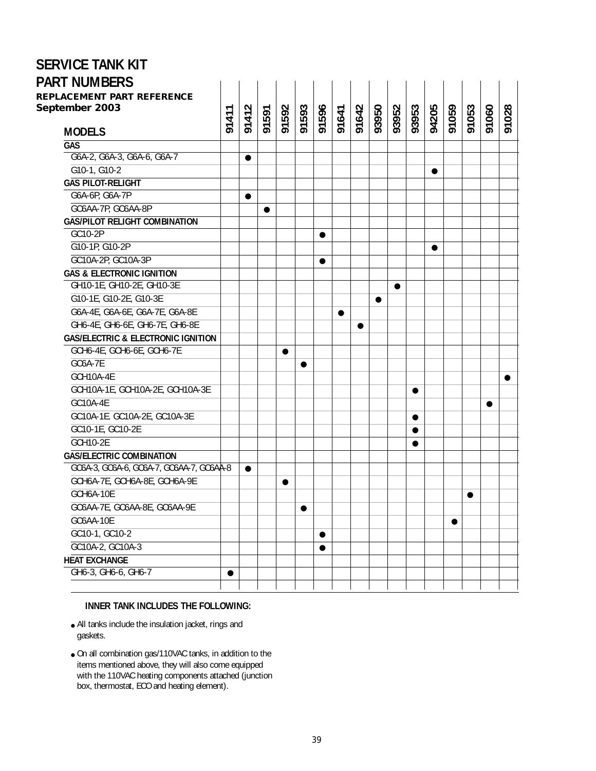# SERVICE TANK KIT PART NUMBERS

**REPLACEMENT PART REFERENCE**
**September 2003**

| MODELS | 91411 | 91412 | 91591 | 91592 | 91593 | 91596 | 91641 | 91642 | 93950 | 93952 | 93953 | 94205 | 91059 | 91053 | 91060 | 91028 |
|---|---|---|---|---|---|---|---|---|---|---|---|---|---|---|---|---|
| **GAS** | | | | | | | | | | | | | | | | |
| G6A-2, G6A-3, G6A-6, G6A-7 | | ● | | | | | | | | | | | | | | |
| G10-1, G10-2 | | | | | | | | | | | | ● | | | | |
| **GAS PILOT-RELIGHT** | | | | | | | | | | | | | | | | |
| G6A-6P, G6A-7P | | ● | | | | | | | | | | | | | | |
| GC6AA-7P, GC6AA-8P | | | ● | | | | | | | | | | | | | |
| **GAS/PILOT RELIGHT COMBINATION** | | | | | | | | | | | | | | | | |
| GC10-2P | | | | | | ● | | | | | | | | | | |
| G10-1P, G10-2P | | | | | | | | | | | | ● | | | | |
| GC10A-2P, GC10A-3P | | | | | | ● | | | | | | | | | | |
| **GAS & ELECTRONIC IGNITION** | | | | | | | | | | | | | | | | |
| GH10-1E, GH10-2E, GH10-3E | | | | | | | | | | ● | | | | | | |
| G10-1E, G10-2E, G10-3E | | | | | | | | | ● | | | | | | | |
| G6A-4E, G6A-6E, G6A-7E, G6A-8E | | | | | | | ● | | | | | | | | | |
| GH6-4E, GH6-6E, GH6-7E, GH6-8E | | | | | | | | ● | | | | | | | | |
| **GAS/ELECTRIC & ELECTRONIC IGNITION** | | | | | | | | | | | | | | | | |
| GCH6-4E, GCH6-6E, GCH6-7E | | | | ● | | | | | | | | | | | | |
| GC6A-7E | | | | | ● | | | | | | | | | | | |
| GCH10A-4E | | | | | | | | | | | | | | | | ● |
| GCH10A-1E, GCH10A-2E, GCH10A-3E | | | | | | | | | | | ● | | | | | |
| GC10A-4E | | | | | | | | | | | | | | | ● | |
| GC10A-1E. GC10A-2E, GC10A-3E | | | | | | | | | | | ● | | | | | |
| GC10-1E, GC10-2E | | | | | | | | | | | ● | | | | | |
| GCH10-2E | | | | | | | | | | | ● | | | | | |
| **GAS/ELECTRIC COMBINATION** | | | | | | | | | | | | | | | | |
| GC6A-3, GC6A-6, GC6A-7, GC6AA-7, GC6AA-8 | | ● | | | | | | | | | | | | | | |
| GCH6A-7E, GCH6A-8E, GCH6A-9E | | | | ● | | | | | | | | | | | | |
| GCH6A-10E | | | | | | | | | | | | | | ● | | |
| GC6AA-7E, GC6AA-8E, GC6AA-9E | | | | | ● | | | | | | | | | | | |
| GC6AA-10E | | | | | | | | | | | | | ● | | | |
| GC10-1, GC10-2 | | | | | | ● | | | | | | | | | | |
| GC10A-2, GC10A-3 | | | | | | ● | | | | | | | | | | |
| **HEAT EXCHANGE** | | | | | | | | | | | | | | | | |
| GH6-3, GH6-6, GH6-7 | ● | | | | | | | | | | | | | | | |

**INNER TANK INCLUDES THE FOLLOWING:**

- All tanks include the insulation jacket, rings and gaskets.
- On all combination gas/110VAC tanks, in addition to the items mentioned above, they will also come equipped with the 110VAC heating components attached (junction box, thermostat, ECO and heating element).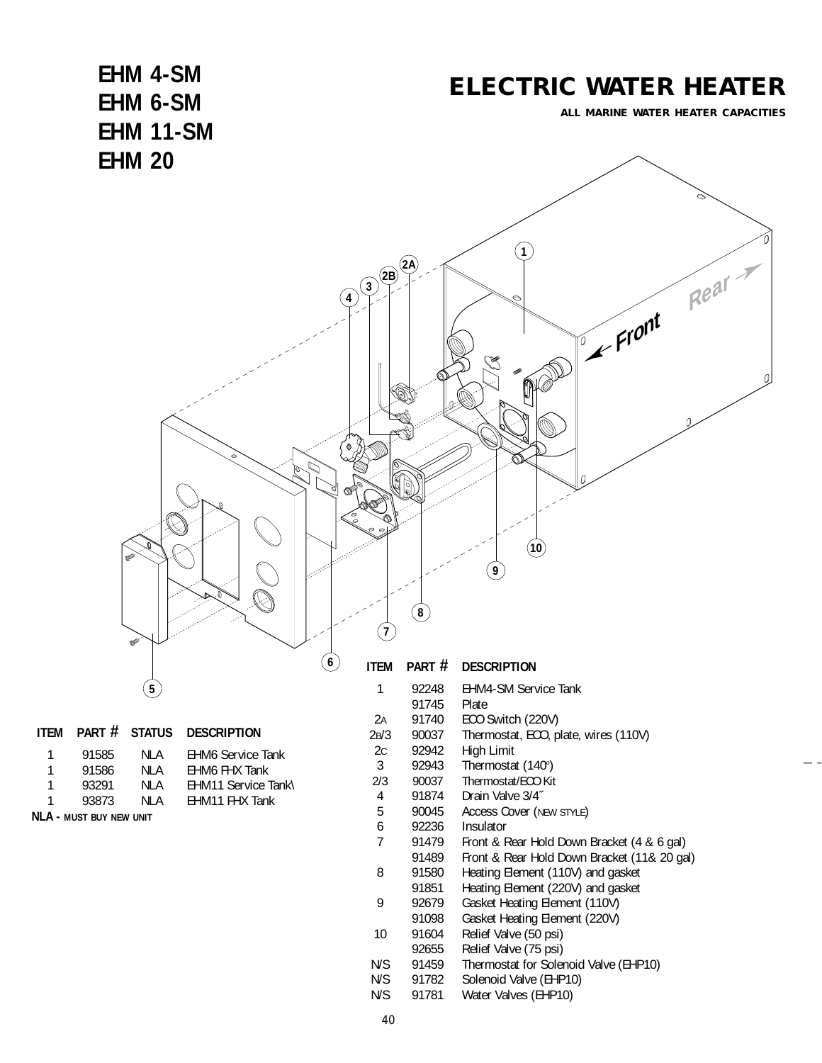# EHM 4-SM
# EHM 6-SM
# EHM 11-SM
# EHM 20

## ELECTRIC WATER HEATER

**ALL MARINE WATER HEATER CAPACITIES**

1

2A

2B

3

4

Rear

Front

10

9

8

7

6

5

| ITEM | PART # | STATUS | DESCRIPTION |
|---|---|---|---|
| 1 | 91585 | NLA | EHM6 Service Tank |
| 1 | 91586 | NLA | EHM6 FHX Tank |
| 1 | 93291 | NLA | EHM11 Service Tank\ |
| 1 | 93873 | NLA | EHM11 FHX Tank |

**NLA -** MUST BUY NEW UNIT

| ITEM | PART # | DESCRIPTION |
|---|---|---|
| 1 | 92248 | EHM4-SM Service Tank |
| | 91745 | Plate |
| 2A | 91740 | ECO Switch (220V) |
| 2B/3 | 90037 | Thermostat, ECO, plate, wires (110V) |
| 2C | 92942 | High Limit |
| 3 | 92943 | Thermostat (140°) |
| 2/3 | 90037 | Thermostat/ECO Kit |
| 4 | 91874 | Drain Valve 3/4˝ |
| 5 | 90045 | Access Cover (NEW STYLE) |
| 6 | 92236 | Insulator |
| 7 | 91479 | Front & Rear Hold Down Bracket (4 & 6 gal) |
| | 91489 | Front & Rear Hold Down Bracket (11& 20 gal) |
| 8 | 91580 | Heating Element (110V) and gasket |
| | 91851 | Heating Element (220V) and gasket |
| 9 | 92679 | Gasket Heating Element (110V) |
| | 91098 | Gasket Heating Element (220V) |
| 10 | 91604 | Relief Valve (50 psi) |
| | 92655 | Relief Valve (75 psi) |
| N/S | 91459 | Thermostat for Solenoid Valve (EHP10) |
| N/S | 91782 | Solenoid Valve (EHP10) |
| N/S | 91781 | Water Valves (EHP10) |